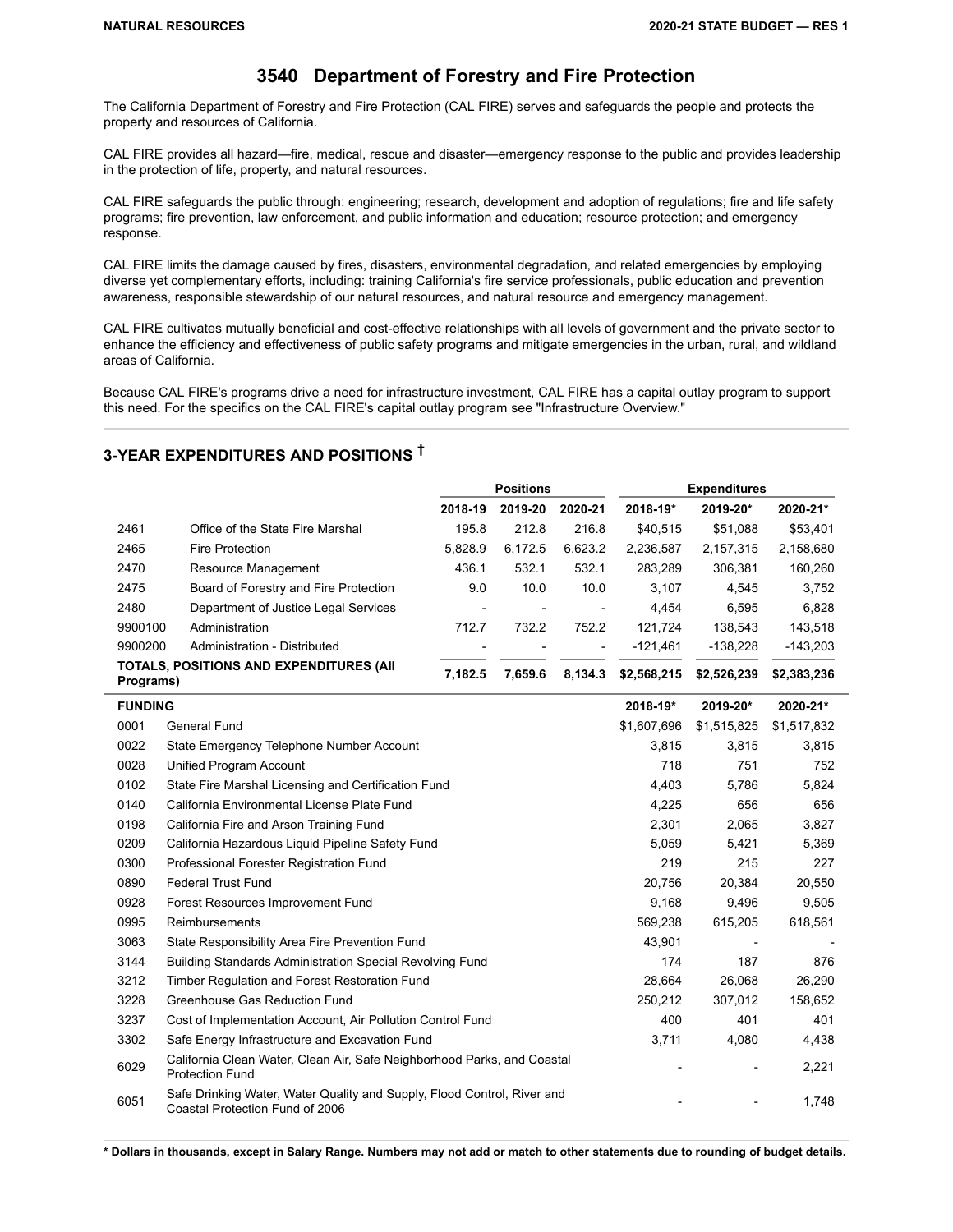# 3540 Department of Forestry and Fire Protection

The California Department of Forestry and Fire Protection (CAL FIRE) serves and safeguards the people and protects the property and resources of California.

CAL FIRE provides all hazard—fire, medical, rescue and disaster—emergency response to the public and provides leadership in the protection of life, property, and natural resources.

CAL FIRE safeguards the public through: engineering; research, development and adoption of regulations; fire and life safety programs; fire prevention, law enforcement, and public information and education; resource protection; and emergency response.

CAL FIRE limits the damage caused by fires, disasters, environmental degradation, and related emergencies by employing diverse yet complementary efforts, including: training California's fire service professionals, public education and prevention awareness, responsible stewardship of our natural resources, and natural resource and emergency management.

CAL FIRE cultivates mutually beneficial and cost-effective relationships with all levels of government and the private sector to enhance the efficiency and effectiveness of public safety programs and mitigate emergencies in the urban, rural, and wildland areas of California.

Because CAL FIRE's programs drive a need for infrastructure investment, CAL FIRE has a capital outlay program to support this need. For the specifics on the CAL FIRE's capital outlay program see "Infrastructure Overview."

## 3-YEAR EXPENDITURES AND POSITIONS †

| | | Positions | | | Expenditures | | |
|---|---|---|---|---|---|---|---|
| | | 2018-19 | 2019-20 | 2020-21 | 2018-19* | 2019-20* | 2020-21* |
| 2461 | Office of the State Fire Marshal | 195.8 | 212.8 | 216.8 | $40,515 | $51,088 | $53,401 |
| 2465 | Fire Protection | 5,828.9 | 6,172.5 | 6,623.2 | 2,236,587 | 2,157,315 | 2,158,680 |
| 2470 | Resource Management | 436.1 | 532.1 | 532.1 | 283,289 | 306,381 | 160,260 |
| 2475 | Board of Forestry and Fire Protection | 9.0 | 10.0 | 10.0 | 3,107 | 4,545 | 3,752 |
| 2480 | Department of Justice Legal Services | - | - | - | 4,454 | 6,595 | 6,828 |
| 9900100 | Administration | 712.7 | 732.2 | 752.2 | 121,724 | 138,543 | 143,518 |
| 9900200 | Administration - Distributed | - | - | - | -121,461 | -138,228 | -143,203 |
| **TOTALS, POSITIONS AND EXPENDITURES (All Programs)** | | **7,182.5** | **7,659.6** | **8,134.3** | **$2,568,215** | **$2,526,239** | **$2,383,236** |

| **FUNDING** | | **2018-19*** | **2019-20*** | **2020-21*** |
|---|---|---|---|---|
| 0001 | General Fund | $1,607,696 | $1,515,825 | $1,517,832 |
| 0022 | State Emergency Telephone Number Account | 3,815 | 3,815 | 3,815 |
| 0028 | Unified Program Account | 718 | 751 | 752 |
| 0102 | State Fire Marshal Licensing and Certification Fund | 4,403 | 5,786 | 5,824 |
| 0140 | California Environmental License Plate Fund | 4,225 | 656 | 656 |
| 0198 | California Fire and Arson Training Fund | 2,301 | 2,065 | 3,827 |
| 0209 | California Hazardous Liquid Pipeline Safety Fund | 5,059 | 5,421 | 5,369 |
| 0300 | Professional Forester Registration Fund | 219 | 215 | 227 |
| 0890 | Federal Trust Fund | 20,756 | 20,384 | 20,550 |
| 0928 | Forest Resources Improvement Fund | 9,168 | 9,496 | 9,505 |
| 0995 | Reimbursements | 569,238 | 615,205 | 618,561 |
| 3063 | State Responsibility Area Fire Prevention Fund | 43,901 | - | - |
| 3144 | Building Standards Administration Special Revolving Fund | 174 | 187 | 876 |
| 3212 | Timber Regulation and Forest Restoration Fund | 28,664 | 26,068 | 26,290 |
| 3228 | Greenhouse Gas Reduction Fund | 250,212 | 307,012 | 158,652 |
| 3237 | Cost of Implementation Account, Air Pollution Control Fund | 400 | 401 | 401 |
| 3302 | Safe Energy Infrastructure and Excavation Fund | 3,711 | 4,080 | 4,438 |
| 6029 | California Clean Water, Clean Air, Safe Neighborhood Parks, and Coastal Protection Fund | - | - | 2,221 |
| 6051 | Safe Drinking Water, Water Quality and Supply, Flood Control, River and Coastal Protection Fund of 2006 | - | - | 1,748 |

**\* Dollars in thousands, except in Salary Range. Numbers may not add or match to other statements due to rounding of budget details.**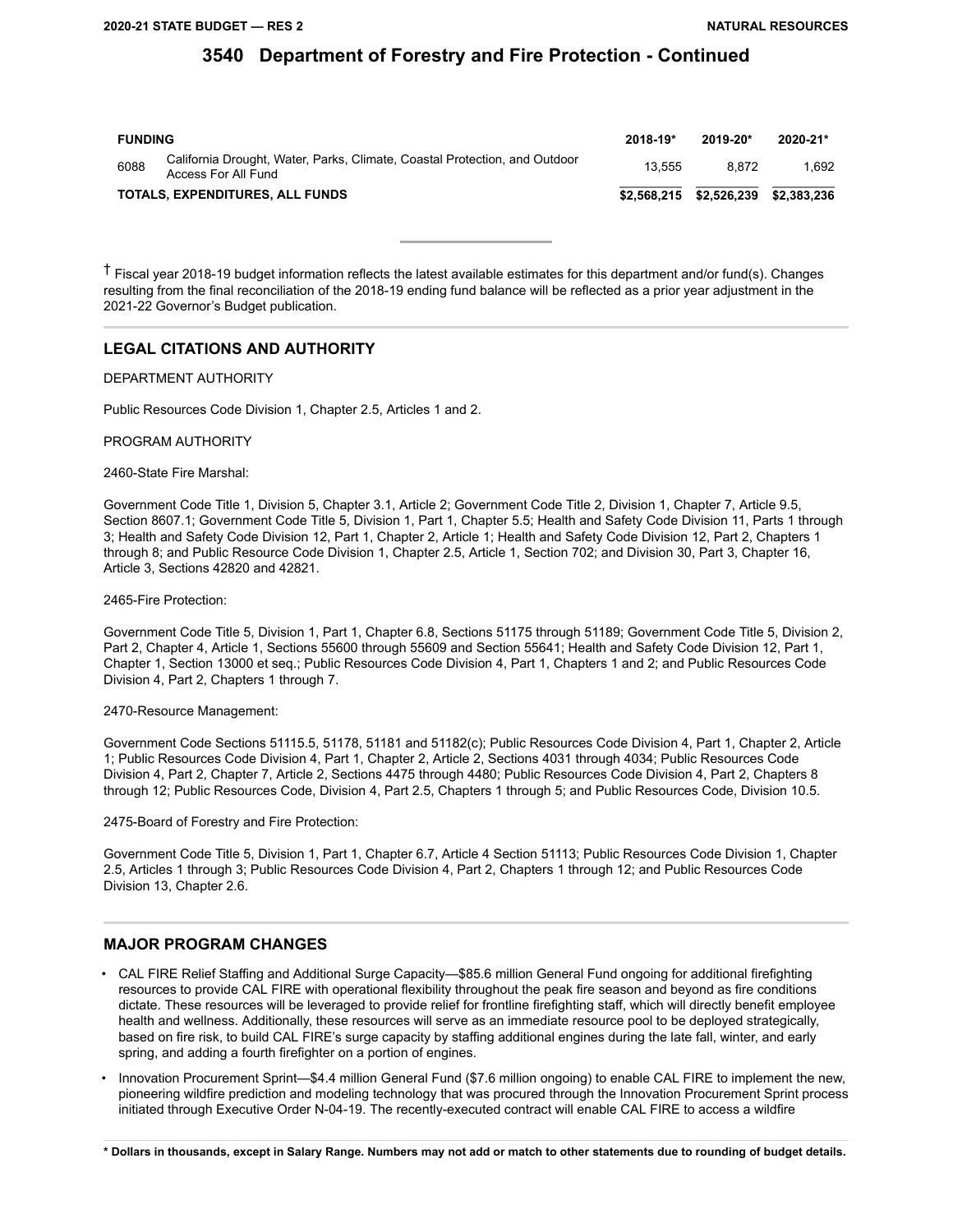## 3540 Department of Forestry and Fire Protection - Continued

| FUNDING | | 2018-19* | 2019-20* | 2020-21* |
|---|---|---|---|---|
| 6088 | California Drought, Water, Parks, Climate, Coastal Protection, and Outdoor Access For All Fund | 13,555 | 8,872 | 1,692 |
| TOTALS, EXPENDITURES, ALL FUNDS | | $2,568,215 | $2,526,239 | $2,383,236 |

† Fiscal year 2018-19 budget information reflects the latest available estimates for this department and/or fund(s). Changes resulting from the final reconciliation of the 2018-19 ending fund balance will be reflected as a prior year adjustment in the 2021-22 Governor's Budget publication.

## LEGAL CITATIONS AND AUTHORITY

DEPARTMENT AUTHORITY

Public Resources Code Division 1, Chapter 2.5, Articles 1 and 2.

PROGRAM AUTHORITY

2460-State Fire Marshal:

Government Code Title 1, Division 5, Chapter 3.1, Article 2; Government Code Title 2, Division 1, Chapter 7, Article 9.5, Section 8607.1; Government Code Title 5, Division 1, Part 1, Chapter 5.5; Health and Safety Code Division 11, Parts 1 through 3; Health and Safety Code Division 12, Part 1, Chapter 2, Article 1; Health and Safety Code Division 12, Part 2, Chapters 1 through 8; and Public Resource Code Division 1, Chapter 2.5, Article 1, Section 702; and Division 30, Part 3, Chapter 16, Article 3, Sections 42820 and 42821.

2465-Fire Protection:

Government Code Title 5, Division 1, Part 1, Chapter 6.8, Sections 51175 through 51189; Government Code Title 5, Division 2, Part 2, Chapter 4, Article 1, Sections 55600 through 55609 and Section 55641; Health and Safety Code Division 12, Part 1, Chapter 1, Section 13000 et seq.; Public Resources Code Division 4, Part 1, Chapters 1 and 2; and Public Resources Code Division 4, Part 2, Chapters 1 through 7.

2470-Resource Management:

Government Code Sections 51115.5, 51178, 51181 and 51182(c); Public Resources Code Division 4, Part 1, Chapter 2, Article 1; Public Resources Code Division 4, Part 1, Chapter 2, Article 2, Sections 4031 through 4034; Public Resources Code Division 4, Part 2, Chapter 7, Article 2, Sections 4475 through 4480; Public Resources Code Division 4, Part 2, Chapters 8 through 12; Public Resources Code, Division 4, Part 2.5, Chapters 1 through 5; and Public Resources Code, Division 10.5.

2475-Board of Forestry and Fire Protection:

Government Code Title 5, Division 1, Part 1, Chapter 6.7, Article 4 Section 51113; Public Resources Code Division 1, Chapter 2.5, Articles 1 through 3; Public Resources Code Division 4, Part 2, Chapters 1 through 12; and Public Resources Code Division 13, Chapter 2.6.

## MAJOR PROGRAM CHANGES

- CAL FIRE Relief Staffing and Additional Surge Capacity—$85.6 million General Fund ongoing for additional firefighting resources to provide CAL FIRE with operational flexibility throughout the peak fire season and beyond as fire conditions dictate. These resources will be leveraged to provide relief for frontline firefighting staff, which will directly benefit employee health and wellness. Additionally, these resources will serve as an immediate resource pool to be deployed strategically, based on fire risk, to build CAL FIRE's surge capacity by staffing additional engines during the late fall, winter, and early spring, and adding a fourth firefighter on a portion of engines.
- Innovation Procurement Sprint—$4.4 million General Fund ($7.6 million ongoing) to enable CAL FIRE to implement the new, pioneering wildfire prediction and modeling technology that was procured through the Innovation Procurement Sprint process initiated through Executive Order N-04-19. The recently-executed contract will enable CAL FIRE to access a wildfire

\* Dollars in thousands, except in Salary Range. Numbers may not add or match to other statements due to rounding of budget details.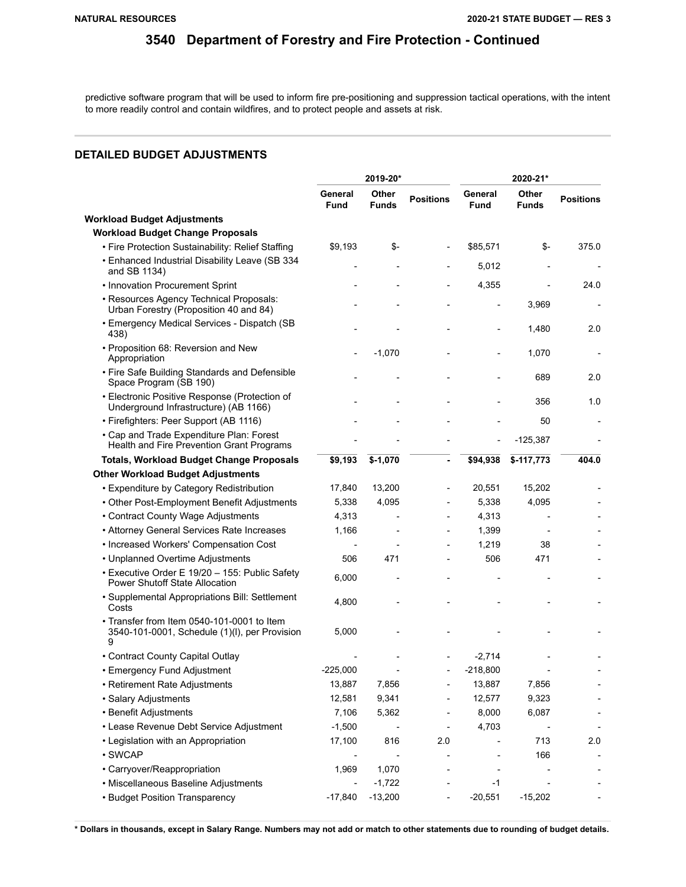# 3540 Department of Forestry and Fire Protection - Continued

predictive software program that will be used to inform fire pre-positioning and suppression tactical operations, with the intent to more readily control and contain wildfires, and to protect people and assets at risk.

## DETAILED BUDGET ADJUSTMENTS

| | 2019-20* | | | 2020-21* | | |
|---|---|---|---|---|---|---|
| | General Fund | Other Funds | Positions | General Fund | Other Funds | Positions |
| **Workload Budget Adjustments** | | | | | | |
| **Workload Budget Change Proposals** | | | | | | |
| • Fire Protection Sustainability: Relief Staffing | $9,193 | $- | - | $85,571 | $- | 375.0 |
| • Enhanced Industrial Disability Leave (SB 334 and SB 1134) | - | - | - | 5,012 | - | - |
| • Innovation Procurement Sprint | - | - | - | 4,355 | - | 24.0 |
| • Resources Agency Technical Proposals: Urban Forestry (Proposition 40 and 84) | - | - | - | - | 3,969 | - |
| • Emergency Medical Services - Dispatch (SB 438) | - | - | - | - | 1,480 | 2.0 |
| • Proposition 68: Reversion and New Appropriation | - | -1,070 | - | - | 1,070 | - |
| • Fire Safe Building Standards and Defensible Space Program (SB 190) | - | - | - | - | 689 | 2.0 |
| • Electronic Positive Response (Protection of Underground Infrastructure) (AB 1166) | - | - | - | - | 356 | 1.0 |
| • Firefighters: Peer Support (AB 1116) | - | - | - | - | 50 | - |
| • Cap and Trade Expenditure Plan: Forest Health and Fire Prevention Grant Programs | - | - | - | - | -125,387 | - |
| **Totals, Workload Budget Change Proposals** | **$9,193** | **$-1,070** | **-** | **$94,938** | **$-117,773** | **404.0** |
| **Other Workload Budget Adjustments** | | | | | | |
| • Expenditure by Category Redistribution | 17,840 | 13,200 | - | 20,551 | 15,202 | - |
| • Other Post-Employment Benefit Adjustments | 5,338 | 4,095 | - | 5,338 | 4,095 | - |
| • Contract County Wage Adjustments | 4,313 | - | - | 4,313 | - | - |
| • Attorney General Services Rate Increases | 1,166 | - | - | 1,399 | - | - |
| • Increased Workers' Compensation Cost | - | - | - | 1,219 | 38 | - |
| • Unplanned Overtime Adjustments | 506 | 471 | - | 506 | 471 | - |
| • Executive Order E 19/20 – 155: Public Safety Power Shutoff State Allocation | 6,000 | - | - | - | - | - |
| • Supplemental Appropriations Bill: Settlement Costs | 4,800 | - | - | - | - | - |
| • Transfer from Item 0540-101-0001 to Item 3540-101-0001, Schedule (1)(l), per Provision 9 | 5,000 | - | - | - | - | - |
| • Contract County Capital Outlay | - | - | - | -2,714 | - | - |
| • Emergency Fund Adjustment | -225,000 | - | - | -218,800 | - | - |
| • Retirement Rate Adjustments | 13,887 | 7,856 | - | 13,887 | 7,856 | - |
| • Salary Adjustments | 12,581 | 9,341 | - | 12,577 | 9,323 | - |
| • Benefit Adjustments | 7,106 | 5,362 | - | 8,000 | 6,087 | - |
| • Lease Revenue Debt Service Adjustment | -1,500 | - | - | 4,703 | - | - |
| • Legislation with an Appropriation | 17,100 | 816 | 2.0 | - | 713 | 2.0 |
| • SWCAP | - | - | - | - | 166 | - |
| • Carryover/Reappropriation | 1,969 | 1,070 | - | - | - | - |
| • Miscellaneous Baseline Adjustments | - | -1,722 | - | -1 | - | - |
| • Budget Position Transparency | -17,840 | -13,200 | - | -20,551 | -15,202 | - |

**\* Dollars in thousands, except in Salary Range. Numbers may not add or match to other statements due to rounding of budget details.**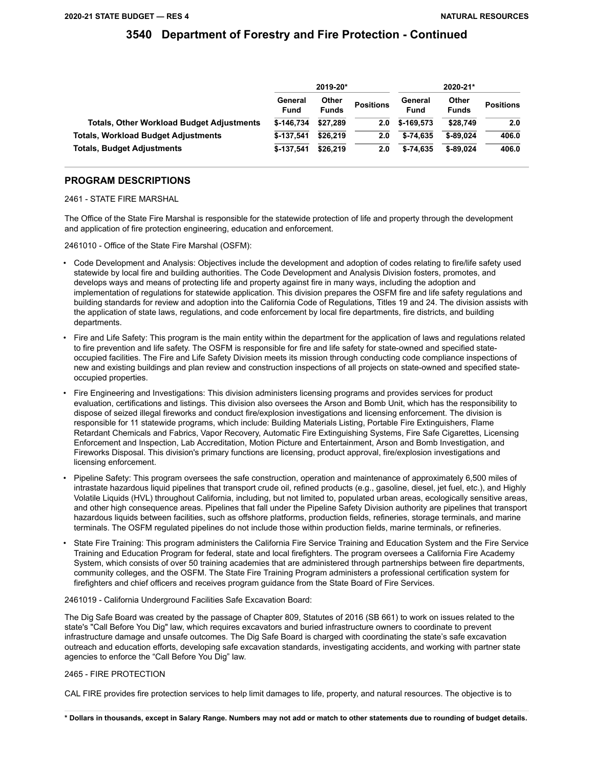# 3540 Department of Forestry and Fire Protection - Continued

| | 2019-20* | | | 2020-21* | | |
|---|---|---|---|---|---|---|
| | General Fund | Other Funds | Positions | General Fund | Other Funds | Positions |
| **Totals, Other Workload Budget Adjustments** | $-146,734 | $27,289 | 2.0 | $-169,573 | $28,749 | 2.0 |
| **Totals, Workload Budget Adjustments** | $-137,541 | $26,219 | 2.0 | $-74,635 | $-89,024 | 406.0 |
| **Totals, Budget Adjustments** | $-137,541 | $26,219 | 2.0 | $-74,635 | $-89,024 | 406.0 |

## PROGRAM DESCRIPTIONS

2461 - STATE FIRE MARSHAL

The Office of the State Fire Marshal is responsible for the statewide protection of life and property through the development and application of fire protection engineering, education and enforcement.

2461010 - Office of the State Fire Marshal (OSFM):

- Code Development and Analysis: Objectives include the development and adoption of codes relating to fire/life safety used statewide by local fire and building authorities. The Code Development and Analysis Division fosters, promotes, and develops ways and means of protecting life and property against fire in many ways, including the adoption and implementation of regulations for statewide application. This division prepares the OSFM fire and life safety regulations and building standards for review and adoption into the California Code of Regulations, Titles 19 and 24. The division assists with the application of state laws, regulations, and code enforcement by local fire departments, fire districts, and building departments.
- Fire and Life Safety: This program is the main entity within the department for the application of laws and regulations related to fire prevention and life safety. The OSFM is responsible for fire and life safety for state-owned and specified state-occupied facilities. The Fire and Life Safety Division meets its mission through conducting code compliance inspections of new and existing buildings and plan review and construction inspections of all projects on state-owned and specified state-occupied properties.
- Fire Engineering and Investigations: This division administers licensing programs and provides services for product evaluation, certifications and listings. This division also oversees the Arson and Bomb Unit, which has the responsibility to dispose of seized illegal fireworks and conduct fire/explosion investigations and licensing enforcement. The division is responsible for 11 statewide programs, which include: Building Materials Listing, Portable Fire Extinguishers, Flame Retardant Chemicals and Fabrics, Vapor Recovery, Automatic Fire Extinguishing Systems, Fire Safe Cigarettes, Licensing Enforcement and Inspection, Lab Accreditation, Motion Picture and Entertainment, Arson and Bomb Investigation, and Fireworks Disposal. This division's primary functions are licensing, product approval, fire/explosion investigations and licensing enforcement.
- Pipeline Safety: This program oversees the safe construction, operation and maintenance of approximately 6,500 miles of intrastate hazardous liquid pipelines that transport crude oil, refined products (e.g., gasoline, diesel, jet fuel, etc.), and Highly Volatile Liquids (HVL) throughout California, including, but not limited to, populated urban areas, ecologically sensitive areas, and other high consequence areas. Pipelines that fall under the Pipeline Safety Division authority are pipelines that transport hazardous liquids between facilities, such as offshore platforms, production fields, refineries, storage terminals, and marine terminals. The OSFM regulated pipelines do not include those within production fields, marine terminals, or refineries.
- State Fire Training: This program administers the California Fire Service Training and Education System and the Fire Service Training and Education Program for federal, state and local firefighters. The program oversees a California Fire Academy System, which consists of over 50 training academies that are administered through partnerships between fire departments, community colleges, and the OSFM. The State Fire Training Program administers a professional certification system for firefighters and chief officers and receives program guidance from the State Board of Fire Services.

2461019 - California Underground Facilities Safe Excavation Board:

The Dig Safe Board was created by the passage of Chapter 809, Statutes of 2016 (SB 661) to work on issues related to the state's "Call Before You Dig" law, which requires excavators and buried infrastructure owners to coordinate to prevent infrastructure damage and unsafe outcomes. The Dig Safe Board is charged with coordinating the state's safe excavation outreach and education efforts, developing safe excavation standards, investigating accidents, and working with partner state agencies to enforce the "Call Before You Dig" law.

2465 - FIRE PROTECTION

CAL FIRE provides fire protection services to help limit damages to life, property, and natural resources. The objective is to

**\* Dollars in thousands, except in Salary Range. Numbers may not add or match to other statements due to rounding of budget details.**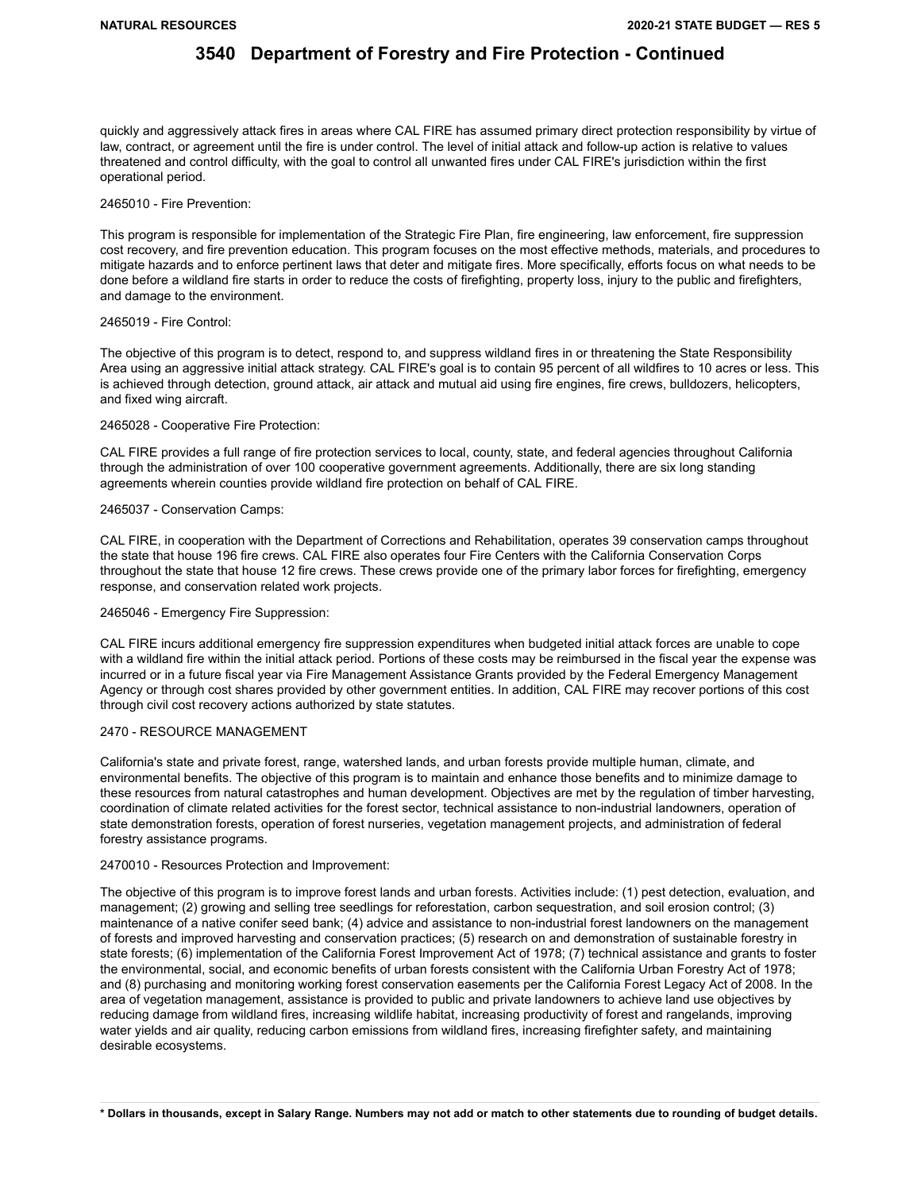## 3540 Department of Forestry and Fire Protection - Continued

quickly and aggressively attack fires in areas where CAL FIRE has assumed primary direct protection responsibility by virtue of law, contract, or agreement until the fire is under control. The level of initial attack and follow-up action is relative to values threatened and control difficulty, with the goal to control all unwanted fires under CAL FIRE's jurisdiction within the first operational period.

2465010 - Fire Prevention:

This program is responsible for implementation of the Strategic Fire Plan, fire engineering, law enforcement, fire suppression cost recovery, and fire prevention education. This program focuses on the most effective methods, materials, and procedures to mitigate hazards and to enforce pertinent laws that deter and mitigate fires. More specifically, efforts focus on what needs to be done before a wildland fire starts in order to reduce the costs of firefighting, property loss, injury to the public and firefighters, and damage to the environment.

2465019 - Fire Control:

The objective of this program is to detect, respond to, and suppress wildland fires in or threatening the State Responsibility Area using an aggressive initial attack strategy. CAL FIRE's goal is to contain 95 percent of all wildfires to 10 acres or less. This is achieved through detection, ground attack, air attack and mutual aid using fire engines, fire crews, bulldozers, helicopters, and fixed wing aircraft.

2465028 - Cooperative Fire Protection:

CAL FIRE provides a full range of fire protection services to local, county, state, and federal agencies throughout California through the administration of over 100 cooperative government agreements. Additionally, there are six long standing agreements wherein counties provide wildland fire protection on behalf of CAL FIRE.

2465037 - Conservation Camps:

CAL FIRE, in cooperation with the Department of Corrections and Rehabilitation, operates 39 conservation camps throughout the state that house 196 fire crews. CAL FIRE also operates four Fire Centers with the California Conservation Corps throughout the state that house 12 fire crews. These crews provide one of the primary labor forces for firefighting, emergency response, and conservation related work projects.

2465046 - Emergency Fire Suppression:

CAL FIRE incurs additional emergency fire suppression expenditures when budgeted initial attack forces are unable to cope with a wildland fire within the initial attack period. Portions of these costs may be reimbursed in the fiscal year the expense was incurred or in a future fiscal year via Fire Management Assistance Grants provided by the Federal Emergency Management Agency or through cost shares provided by other government entities. In addition, CAL FIRE may recover portions of this cost through civil cost recovery actions authorized by state statutes.

2470 - RESOURCE MANAGEMENT

California's state and private forest, range, watershed lands, and urban forests provide multiple human, climate, and environmental benefits. The objective of this program is to maintain and enhance those benefits and to minimize damage to these resources from natural catastrophes and human development. Objectives are met by the regulation of timber harvesting, coordination of climate related activities for the forest sector, technical assistance to non-industrial landowners, operation of state demonstration forests, operation of forest nurseries, vegetation management projects, and administration of federal forestry assistance programs.

2470010 - Resources Protection and Improvement:

The objective of this program is to improve forest lands and urban forests. Activities include: (1) pest detection, evaluation, and management; (2) growing and selling tree seedlings for reforestation, carbon sequestration, and soil erosion control; (3) maintenance of a native conifer seed bank; (4) advice and assistance to non-industrial forest landowners on the management of forests and improved harvesting and conservation practices; (5) research on and demonstration of sustainable forestry in state forests; (6) implementation of the California Forest Improvement Act of 1978; (7) technical assistance and grants to foster the environmental, social, and economic benefits of urban forests consistent with the California Urban Forestry Act of 1978; and (8) purchasing and monitoring working forest conservation easements per the California Forest Legacy Act of 2008. In the area of vegetation management, assistance is provided to public and private landowners to achieve land use objectives by reducing damage from wildland fires, increasing wildlife habitat, increasing productivity of forest and rangelands, improving water yields and air quality, reducing carbon emissions from wildland fires, increasing firefighter safety, and maintaining desirable ecosystems.

**\* Dollars in thousands, except in Salary Range. Numbers may not add or match to other statements due to rounding of budget details.**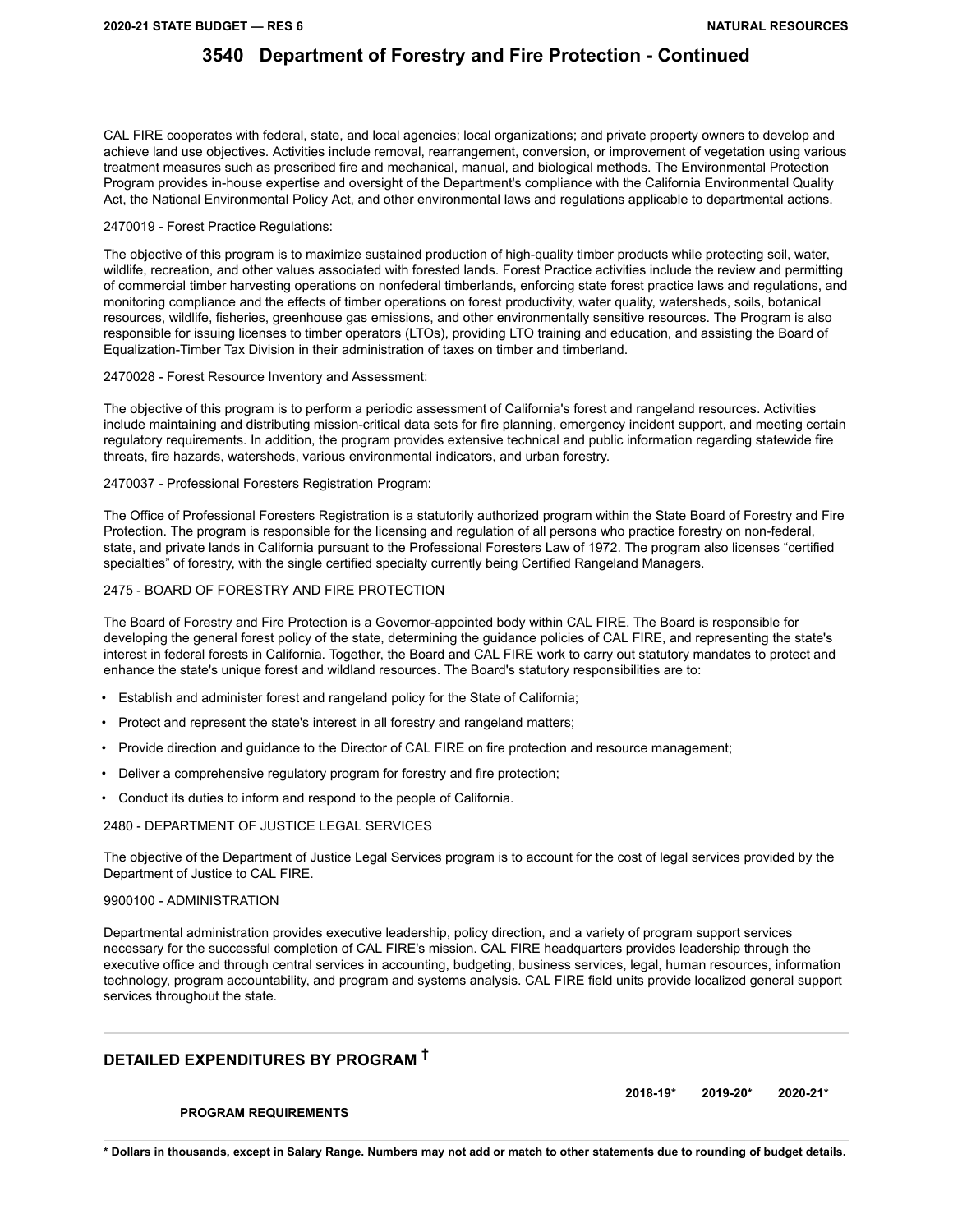## 3540 Department of Forestry and Fire Protection - Continued

CAL FIRE cooperates with federal, state, and local agencies; local organizations; and private property owners to develop and achieve land use objectives. Activities include removal, rearrangement, conversion, or improvement of vegetation using various treatment measures such as prescribed fire and mechanical, manual, and biological methods. The Environmental Protection Program provides in-house expertise and oversight of the Department's compliance with the California Environmental Quality Act, the National Environmental Policy Act, and other environmental laws and regulations applicable to departmental actions.

2470019 - Forest Practice Regulations:

The objective of this program is to maximize sustained production of high-quality timber products while protecting soil, water, wildlife, recreation, and other values associated with forested lands. Forest Practice activities include the review and permitting of commercial timber harvesting operations on nonfederal timberlands, enforcing state forest practice laws and regulations, and monitoring compliance and the effects of timber operations on forest productivity, water quality, watersheds, soils, botanical resources, wildlife, fisheries, greenhouse gas emissions, and other environmentally sensitive resources. The Program is also responsible for issuing licenses to timber operators (LTOs), providing LTO training and education, and assisting the Board of Equalization-Timber Tax Division in their administration of taxes on timber and timberland.

2470028 - Forest Resource Inventory and Assessment:

The objective of this program is to perform a periodic assessment of California's forest and rangeland resources. Activities include maintaining and distributing mission-critical data sets for fire planning, emergency incident support, and meeting certain regulatory requirements. In addition, the program provides extensive technical and public information regarding statewide fire threats, fire hazards, watersheds, various environmental indicators, and urban forestry.

2470037 - Professional Foresters Registration Program:

The Office of Professional Foresters Registration is a statutorily authorized program within the State Board of Forestry and Fire Protection. The program is responsible for the licensing and regulation of all persons who practice forestry on non-federal, state, and private lands in California pursuant to the Professional Foresters Law of 1972. The program also licenses “certified specialties” of forestry, with the single certified specialty currently being Certified Rangeland Managers.

2475 - BOARD OF FORESTRY AND FIRE PROTECTION

The Board of Forestry and Fire Protection is a Governor-appointed body within CAL FIRE. The Board is responsible for developing the general forest policy of the state, determining the guidance policies of CAL FIRE, and representing the state's interest in federal forests in California. Together, the Board and CAL FIRE work to carry out statutory mandates to protect and enhance the state's unique forest and wildland resources. The Board's statutory responsibilities are to:

- Establish and administer forest and rangeland policy for the State of California;
- Protect and represent the state's interest in all forestry and rangeland matters;
- Provide direction and guidance to the Director of CAL FIRE on fire protection and resource management;
- Deliver a comprehensive regulatory program for forestry and fire protection;
- Conduct its duties to inform and respond to the people of California.

2480 - DEPARTMENT OF JUSTICE LEGAL SERVICES

The objective of the Department of Justice Legal Services program is to account for the cost of legal services provided by the Department of Justice to CAL FIRE.

9900100 - ADMINISTRATION

Departmental administration provides executive leadership, policy direction, and a variety of program support services necessary for the successful completion of CAL FIRE's mission. CAL FIRE headquarters provides leadership through the executive office and through central services in accounting, budgeting, business services, legal, human resources, information technology, program accountability, and program and systems analysis. CAL FIRE field units provide localized general support services throughout the state.

## DETAILED EXPENDITURES BY PROGRAM †

| | 2018-19* | 2019-20* | 2020-21* |
|---|---|---|---|
| **PROGRAM REQUIREMENTS** | | | |

**\* Dollars in thousands, except in Salary Range. Numbers may not add or match to other statements due to rounding of budget details.**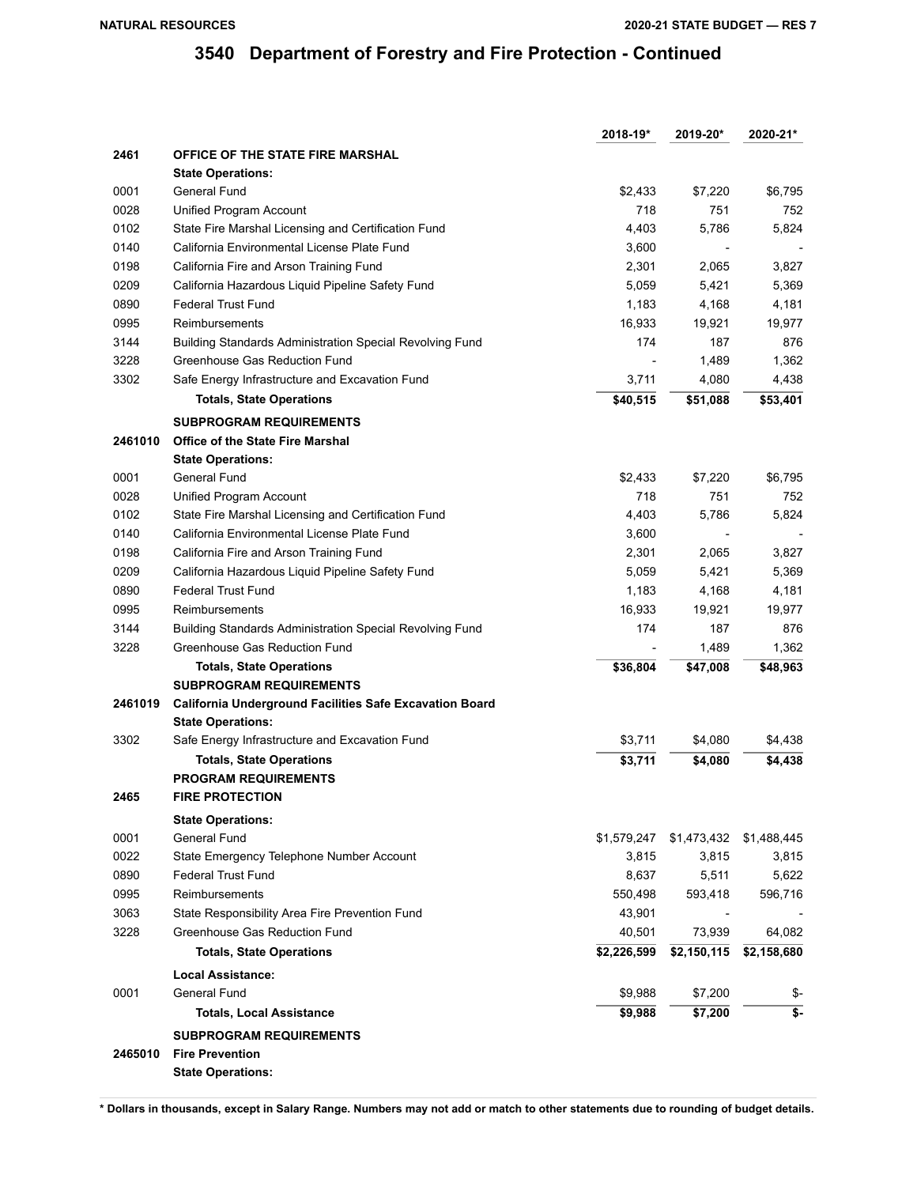## 3540 Department of Forestry and Fire Protection - Continued

| | | 2018-19* | 2019-20* | 2020-21* |
|---|---|---|---|---|
| **2461** | **OFFICE OF THE STATE FIRE MARSHAL** | | | |
| | **State Operations:** | | | |
| 0001 | General Fund | $2,433 | $7,220 | $6,795 |
| 0028 | Unified Program Account | 718 | 751 | 752 |
| 0102 | State Fire Marshal Licensing and Certification Fund | 4,403 | 5,786 | 5,824 |
| 0140 | California Environmental License Plate Fund | 3,600 | - | - |
| 0198 | California Fire and Arson Training Fund | 2,301 | 2,065 | 3,827 |
| 0209 | California Hazardous Liquid Pipeline Safety Fund | 5,059 | 5,421 | 5,369 |
| 0890 | Federal Trust Fund | 1,183 | 4,168 | 4,181 |
| 0995 | Reimbursements | 16,933 | 19,921 | 19,977 |
| 3144 | Building Standards Administration Special Revolving Fund | 174 | 187 | 876 |
| 3228 | Greenhouse Gas Reduction Fund | - | 1,489 | 1,362 |
| 3302 | Safe Energy Infrastructure and Excavation Fund | 3,711 | 4,080 | 4,438 |
| | **Totals, State Operations** | **$40,515** | **$51,088** | **$53,401** |
| | **SUBPROGRAM REQUIREMENTS** | | | |
| **2461010** | **Office of the State Fire Marshal** | | | |
| | **State Operations:** | | | |
| 0001 | General Fund | $2,433 | $7,220 | $6,795 |
| 0028 | Unified Program Account | 718 | 751 | 752 |
| 0102 | State Fire Marshal Licensing and Certification Fund | 4,403 | 5,786 | 5,824 |
| 0140 | California Environmental License Plate Fund | 3,600 | - | - |
| 0198 | California Fire and Arson Training Fund | 2,301 | 2,065 | 3,827 |
| 0209 | California Hazardous Liquid Pipeline Safety Fund | 5,059 | 5,421 | 5,369 |
| 0890 | Federal Trust Fund | 1,183 | 4,168 | 4,181 |
| 0995 | Reimbursements | 16,933 | 19,921 | 19,977 |
| 3144 | Building Standards Administration Special Revolving Fund | 174 | 187 | 876 |
| 3228 | Greenhouse Gas Reduction Fund | - | 1,489 | 1,362 |
| | **Totals, State Operations** | **$36,804** | **$47,008** | **$48,963** |
| | **SUBPROGRAM REQUIREMENTS** | | | |
| **2461019** | **California Underground Facilities Safe Excavation Board** | | | |
| | **State Operations:** | | | |
| 3302 | Safe Energy Infrastructure and Excavation Fund | $3,711 | $4,080 | $4,438 |
| | **Totals, State Operations** | **$3,711** | **$4,080** | **$4,438** |
| | **PROGRAM REQUIREMENTS** | | | |
| **2465** | **FIRE PROTECTION** | | | |
| | **State Operations:** | | | |
| 0001 | General Fund | $1,579,247 | $1,473,432 | $1,488,445 |
| 0022 | State Emergency Telephone Number Account | 3,815 | 3,815 | 3,815 |
| 0890 | Federal Trust Fund | 8,637 | 5,511 | 5,622 |
| 0995 | Reimbursements | 550,498 | 593,418 | 596,716 |
| 3063 | State Responsibility Area Fire Prevention Fund | 43,901 | - | - |
| 3228 | Greenhouse Gas Reduction Fund | 40,501 | 73,939 | 64,082 |
| | **Totals, State Operations** | **$2,226,599** | **$2,150,115** | **$2,158,680** |
| | **Local Assistance:** | | | |
| 0001 | General Fund | $9,988 | $7,200 | $- |
| | **Totals, Local Assistance** | **$9,988** | **$7,200** | **$-** |
| | **SUBPROGRAM REQUIREMENTS** | | | |
| **2465010** | **Fire Prevention** | | | |
| | **State Operations:** | | | |

**\* Dollars in thousands, except in Salary Range. Numbers may not add or match to other statements due to rounding of budget details.**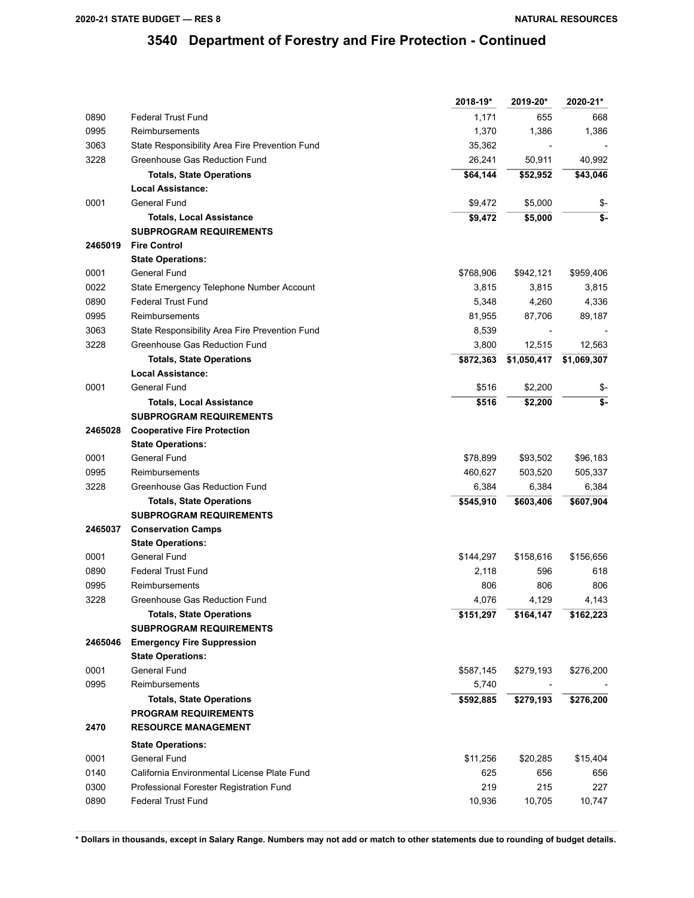## 3540 Department of Forestry and Fire Protection - Continued

| | | 2018-19* | 2019-20* | 2020-21* |
|---|---|---|---|---|
| 0890 | Federal Trust Fund | 1,171 | 655 | 668 |
| 0995 | Reimbursements | 1,370 | 1,386 | 1,386 |
| 3063 | State Responsibility Area Fire Prevention Fund | 35,362 | - | - |
| 3228 | Greenhouse Gas Reduction Fund | 26,241 | 50,911 | 40,992 |
| | **Totals, State Operations** | **$64,144** | **$52,952** | **$43,046** |
| | **Local Assistance:** | | | |
| 0001 | General Fund | $9,472 | $5,000 | $- |
| | **Totals, Local Assistance** | **$9,472** | **$5,000** | **$-** |
| | **SUBPROGRAM REQUIREMENTS** | | | |
| **2465019** | **Fire Control** | | | |
| | **State Operations:** | | | |
| 0001 | General Fund | $768,906 | $942,121 | $959,406 |
| 0022 | State Emergency Telephone Number Account | 3,815 | 3,815 | 3,815 |
| 0890 | Federal Trust Fund | 5,348 | 4,260 | 4,336 |
| 0995 | Reimbursements | 81,955 | 87,706 | 89,187 |
| 3063 | State Responsibility Area Fire Prevention Fund | 8,539 | - | - |
| 3228 | Greenhouse Gas Reduction Fund | 3,800 | 12,515 | 12,563 |
| | **Totals, State Operations** | **$872,363** | **$1,050,417** | **$1,069,307** |
| | **Local Assistance:** | | | |
| 0001 | General Fund | $516 | $2,200 | $- |
| | **Totals, Local Assistance** | **$516** | **$2,200** | **$-** |
| | **SUBPROGRAM REQUIREMENTS** | | | |
| **2465028** | **Cooperative Fire Protection** | | | |
| | **State Operations:** | | | |
| 0001 | General Fund | $78,899 | $93,502 | $96,183 |
| 0995 | Reimbursements | 460,627 | 503,520 | 505,337 |
| 3228 | Greenhouse Gas Reduction Fund | 6,384 | 6,384 | 6,384 |
| | **Totals, State Operations** | **$545,910** | **$603,406** | **$607,904** |
| | **SUBPROGRAM REQUIREMENTS** | | | |
| **2465037** | **Conservation Camps** | | | |
| | **State Operations:** | | | |
| 0001 | General Fund | $144,297 | $158,616 | $156,656 |
| 0890 | Federal Trust Fund | 2,118 | 596 | 618 |
| 0995 | Reimbursements | 806 | 806 | 806 |
| 3228 | Greenhouse Gas Reduction Fund | 4,076 | 4,129 | 4,143 |
| | **Totals, State Operations** | **$151,297** | **$164,147** | **$162,223** |
| | **SUBPROGRAM REQUIREMENTS** | | | |
| **2465046** | **Emergency Fire Suppression** | | | |
| | **State Operations:** | | | |
| 0001 | General Fund | $587,145 | $279,193 | $276,200 |
| 0995 | Reimbursements | 5,740 | - | - |
| | **Totals, State Operations** | **$592,885** | **$279,193** | **$276,200** |
| | **PROGRAM REQUIREMENTS** | | | |
| **2470** | **RESOURCE MANAGEMENT** | | | |
| | **State Operations:** | | | |
| 0001 | General Fund | $11,256 | $20,285 | $15,404 |
| 0140 | California Environmental License Plate Fund | 625 | 656 | 656 |
| 0300 | Professional Forester Registration Fund | 219 | 215 | 227 |
| 0890 | Federal Trust Fund | 10,936 | 10,705 | 10,747 |

**\* Dollars in thousands, except in Salary Range. Numbers may not add or match to other statements due to rounding of budget details.**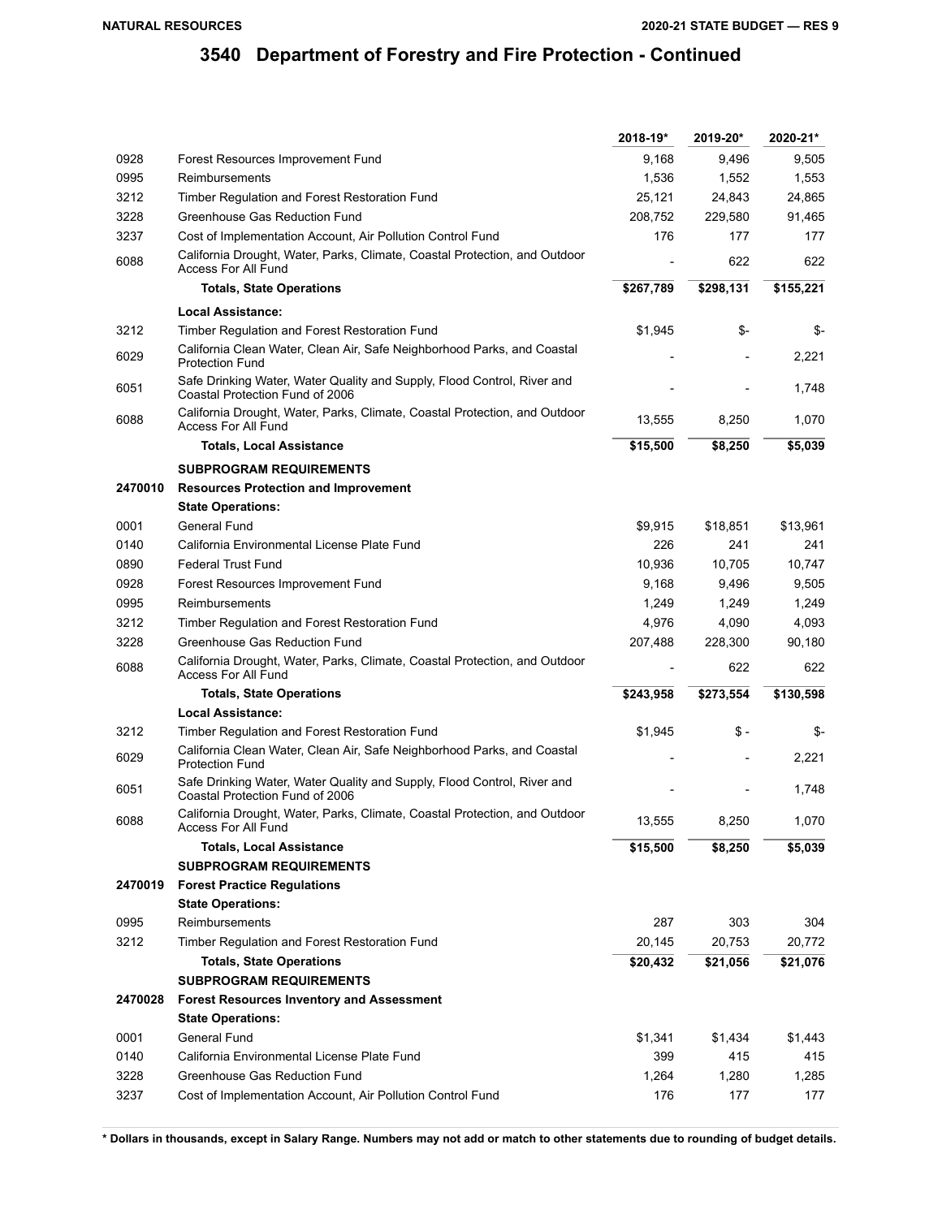# 3540 Department of Forestry and Fire Protection - Continued

| | | 2018-19* | 2019-20* | 2020-21* |
|---|---|---|---|---|
| 0928 | Forest Resources Improvement Fund | 9,168 | 9,496 | 9,505 |
| 0995 | Reimbursements | 1,536 | 1,552 | 1,553 |
| 3212 | Timber Regulation and Forest Restoration Fund | 25,121 | 24,843 | 24,865 |
| 3228 | Greenhouse Gas Reduction Fund | 208,752 | 229,580 | 91,465 |
| 3237 | Cost of Implementation Account, Air Pollution Control Fund | 176 | 177 | 177 |
| 6088 | California Drought, Water, Parks, Climate, Coastal Protection, and Outdoor Access For All Fund | - | 622 | 622 |
| | **Totals, State Operations** | **$267,789** | **$298,131** | **$155,221** |
| | **Local Assistance:** | | | |
| 3212 | Timber Regulation and Forest Restoration Fund | $1,945 | $- | $- |
| 6029 | California Clean Water, Clean Air, Safe Neighborhood Parks, and Coastal Protection Fund | - | - | 2,221 |
| 6051 | Safe Drinking Water, Water Quality and Supply, Flood Control, River and Coastal Protection Fund of 2006 | - | - | 1,748 |
| 6088 | California Drought, Water, Parks, Climate, Coastal Protection, and Outdoor Access For All Fund | 13,555 | 8,250 | 1,070 |
| | **Totals, Local Assistance** | **$15,500** | **$8,250** | **$5,039** |
| | **SUBPROGRAM REQUIREMENTS** | | | |
| **2470010** | **Resources Protection and Improvement** | | | |
| | **State Operations:** | | | |
| 0001 | General Fund | $9,915 | $18,851 | $13,961 |
| 0140 | California Environmental License Plate Fund | 226 | 241 | 241 |
| 0890 | Federal Trust Fund | 10,936 | 10,705 | 10,747 |
| 0928 | Forest Resources Improvement Fund | 9,168 | 9,496 | 9,505 |
| 0995 | Reimbursements | 1,249 | 1,249 | 1,249 |
| 3212 | Timber Regulation and Forest Restoration Fund | 4,976 | 4,090 | 4,093 |
| 3228 | Greenhouse Gas Reduction Fund | 207,488 | 228,300 | 90,180 |
| 6088 | California Drought, Water, Parks, Climate, Coastal Protection, and Outdoor Access For All Fund | - | 622 | 622 |
| | **Totals, State Operations** | **$243,958** | **$273,554** | **$130,598** |
| | **Local Assistance:** | | | |
| 3212 | Timber Regulation and Forest Restoration Fund | $1,945 | $ - | $- |
| 6029 | California Clean Water, Clean Air, Safe Neighborhood Parks, and Coastal Protection Fund | - | - | 2,221 |
| 6051 | Safe Drinking Water, Water Quality and Supply, Flood Control, River and Coastal Protection Fund of 2006 | - | - | 1,748 |
| 6088 | California Drought, Water, Parks, Climate, Coastal Protection, and Outdoor Access For All Fund | 13,555 | 8,250 | 1,070 |
| | **Totals, Local Assistance** | **$15,500** | **$8,250** | **$5,039** |
| | **SUBPROGRAM REQUIREMENTS** | | | |
| **2470019** | **Forest Practice Regulations** | | | |
| | **State Operations:** | | | |
| 0995 | Reimbursements | 287 | 303 | 304 |
| 3212 | Timber Regulation and Forest Restoration Fund | 20,145 | 20,753 | 20,772 |
| | **Totals, State Operations** | **$20,432** | **$21,056** | **$21,076** |
| | **SUBPROGRAM REQUIREMENTS** | | | |
| **2470028** | **Forest Resources Inventory and Assessment** | | | |
| | **State Operations:** | | | |
| 0001 | General Fund | $1,341 | $1,434 | $1,443 |
| 0140 | California Environmental License Plate Fund | 399 | 415 | 415 |
| 3228 | Greenhouse Gas Reduction Fund | 1,264 | 1,280 | 1,285 |
| 3237 | Cost of Implementation Account, Air Pollution Control Fund | 176 | 177 | 177 |

**\* Dollars in thousands, except in Salary Range. Numbers may not add or match to other statements due to rounding of budget details.**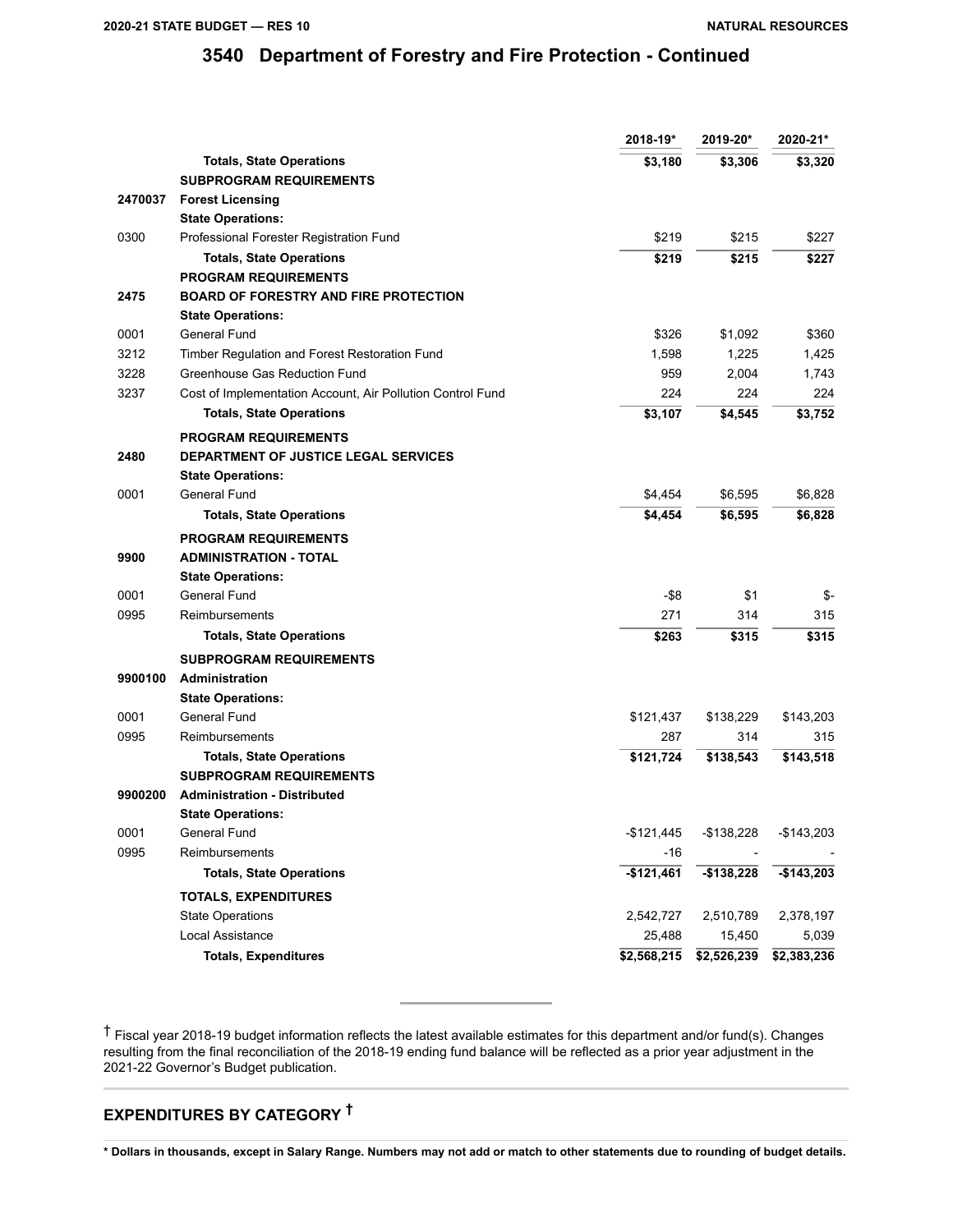## 3540 Department of Forestry and Fire Protection - Continued

| | | 2018-19* | 2019-20* | 2020-21* |
|---|---|---|---|---|
| | **Totals, State Operations** | **$3,180** | **$3,306** | **$3,320** |
| | **SUBPROGRAM REQUIREMENTS** | | | |
| **2470037** | **Forest Licensing** | | | |
| | **State Operations:** | | | |
| 0300 | Professional Forester Registration Fund | $219 | $215 | $227 |
| | **Totals, State Operations** | **$219** | **$215** | **$227** |
| | **PROGRAM REQUIREMENTS** | | | |
| **2475** | **BOARD OF FORESTRY AND FIRE PROTECTION** | | | |
| | **State Operations:** | | | |
| 0001 | General Fund | $326 | $1,092 | $360 |
| 3212 | Timber Regulation and Forest Restoration Fund | 1,598 | 1,225 | 1,425 |
| 3228 | Greenhouse Gas Reduction Fund | 959 | 2,004 | 1,743 |
| 3237 | Cost of Implementation Account, Air Pollution Control Fund | 224 | 224 | 224 |
| | **Totals, State Operations** | **$3,107** | **$4,545** | **$3,752** |
| | **PROGRAM REQUIREMENTS** | | | |
| **2480** | **DEPARTMENT OF JUSTICE LEGAL SERVICES** | | | |
| | **State Operations:** | | | |
| 0001 | General Fund | $4,454 | $6,595 | $6,828 |
| | **Totals, State Operations** | **$4,454** | **$6,595** | **$6,828** |
| | **PROGRAM REQUIREMENTS** | | | |
| **9900** | **ADMINISTRATION - TOTAL** | | | |
| | **State Operations:** | | | |
| 0001 | General Fund | -$8 | $1 | $- |
| 0995 | Reimbursements | 271 | 314 | 315 |
| | **Totals, State Operations** | **$263** | **$315** | **$315** |
| | **SUBPROGRAM REQUIREMENTS** | | | |
| **9900100** | **Administration** | | | |
| | **State Operations:** | | | |
| 0001 | General Fund | $121,437 | $138,229 | $143,203 |
| 0995 | Reimbursements | 287 | 314 | 315 |
| | **Totals, State Operations** | **$121,724** | **$138,543** | **$143,518** |
| | **SUBPROGRAM REQUIREMENTS** | | | |
| **9900200** | **Administration - Distributed** | | | |
| | **State Operations:** | | | |
| 0001 | General Fund | -$121,445 | -$138,228 | -$143,203 |
| 0995 | Reimbursements | -16 | - | - |
| | **Totals, State Operations** | **-$121,461** | **-$138,228** | **-$143,203** |
| | **TOTALS, EXPENDITURES** | | | |
| | State Operations | 2,542,727 | 2,510,789 | 2,378,197 |
| | Local Assistance | 25,488 | 15,450 | 5,039 |
| | **Totals, Expenditures** | **$2,568,215** | **$2,526,239** | **$2,383,236** |

† Fiscal year 2018-19 budget information reflects the latest available estimates for this department and/or fund(s). Changes resulting from the final reconciliation of the 2018-19 ending fund balance will be reflected as a prior year adjustment in the 2021-22 Governor's Budget publication.

## EXPENDITURES BY CATEGORY †

**\* Dollars in thousands, except in Salary Range. Numbers may not add or match to other statements due to rounding of budget details.**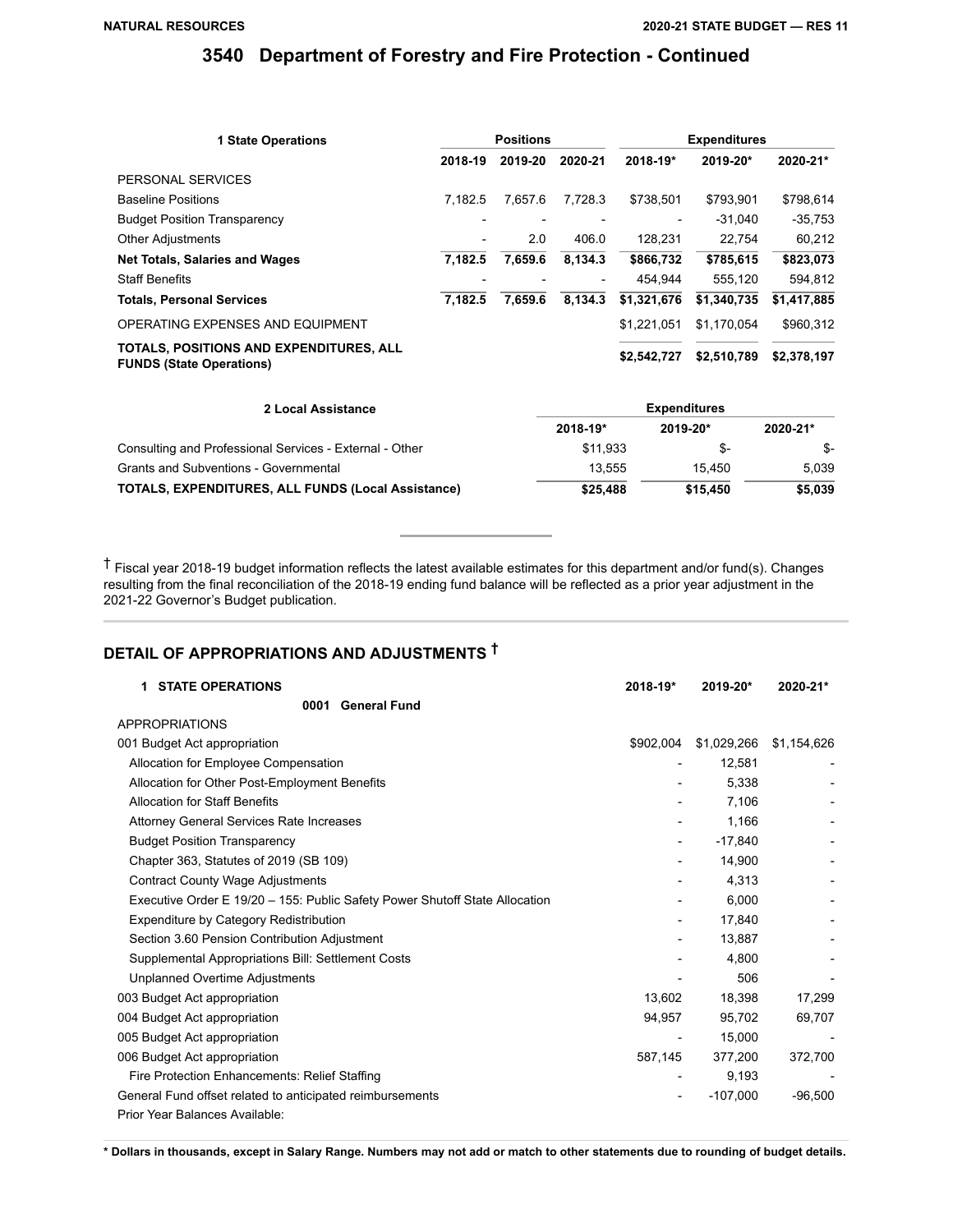## 3540 Department of Forestry and Fire Protection - Continued

| 1 State Operations | Positions | | | Expenditures | | |
|---|---|---|---|---|---|---|
| | 2018-19 | 2019-20 | 2020-21 | 2018-19* | 2019-20* | 2020-21* |
| PERSONAL SERVICES | | | | | | |
| Baseline Positions | 7,182.5 | 7,657.6 | 7,728.3 | $738,501 | $793,901 | $798,614 |
| Budget Position Transparency | - | - | - | - | -31,040 | -35,753 |
| Other Adjustments | - | 2.0 | 406.0 | 128,231 | 22,754 | 60,212 |
| **Net Totals, Salaries and Wages** | **7,182.5** | **7,659.6** | **8,134.3** | **$866,732** | **$785,615** | **$823,073** |
| Staff Benefits | - | - | - | 454,944 | 555,120 | 594,812 |
| **Totals, Personal Services** | **7,182.5** | **7,659.6** | **8,134.3** | **$1,321,676** | **$1,340,735** | **$1,417,885** |
| OPERATING EXPENSES AND EQUIPMENT | | | | $1,221,051 | $1,170,054 | $960,312 |
| **TOTALS, POSITIONS AND EXPENDITURES, ALL FUNDS (State Operations)** | | | | **$2,542,727** | **$2,510,789** | **$2,378,197** |

| 2 Local Assistance | Expenditures | | |
|---|---|---|---|
| | 2018-19* | 2019-20* | 2020-21* |
| Consulting and Professional Services - External - Other | $11,933 | $- | $- |
| Grants and Subventions - Governmental | 13,555 | 15,450 | 5,039 |
| **TOTALS, EXPENDITURES, ALL FUNDS (Local Assistance)** | **$25,488** | **$15,450** | **$5,039** |

† Fiscal year 2018-19 budget information reflects the latest available estimates for this department and/or fund(s). Changes resulting from the final reconciliation of the 2018-19 ending fund balance will be reflected as a prior year adjustment in the 2021-22 Governor's Budget publication.

## DETAIL OF APPROPRIATIONS AND ADJUSTMENTS †

| 1 STATE OPERATIONS | 2018-19* | 2019-20* | 2020-21* |
|---|---|---|---|
| **0001 General Fund** | | | |
| APPROPRIATIONS | | | |
| 001 Budget Act appropriation | $902,004 | $1,029,266 | $1,154,626 |
| Allocation for Employee Compensation | - | 12,581 | - |
| Allocation for Other Post-Employment Benefits | - | 5,338 | - |
| Allocation for Staff Benefits | - | 7,106 | - |
| Attorney General Services Rate Increases | - | 1,166 | - |
| Budget Position Transparency | - | -17,840 | - |
| Chapter 363, Statutes of 2019 (SB 109) | - | 14,900 | - |
| Contract County Wage Adjustments | - | 4,313 | - |
| Executive Order E 19/20 – 155: Public Safety Power Shutoff State Allocation | - | 6,000 | - |
| Expenditure by Category Redistribution | - | 17,840 | - |
| Section 3.60 Pension Contribution Adjustment | - | 13,887 | - |
| Supplemental Appropriations Bill: Settlement Costs | - | 4,800 | - |
| Unplanned Overtime Adjustments | - | 506 | - |
| 003 Budget Act appropriation | 13,602 | 18,398 | 17,299 |
| 004 Budget Act appropriation | 94,957 | 95,702 | 69,707 |
| 005 Budget Act appropriation | - | 15,000 | - |
| 006 Budget Act appropriation | 587,145 | 377,200 | 372,700 |
| Fire Protection Enhancements: Relief Staffing | - | 9,193 | - |
| General Fund offset related to anticipated reimbursements | - | -107,000 | -96,500 |
| Prior Year Balances Available: | | | |

**\* Dollars in thousands, except in Salary Range. Numbers may not add or match to other statements due to rounding of budget details.**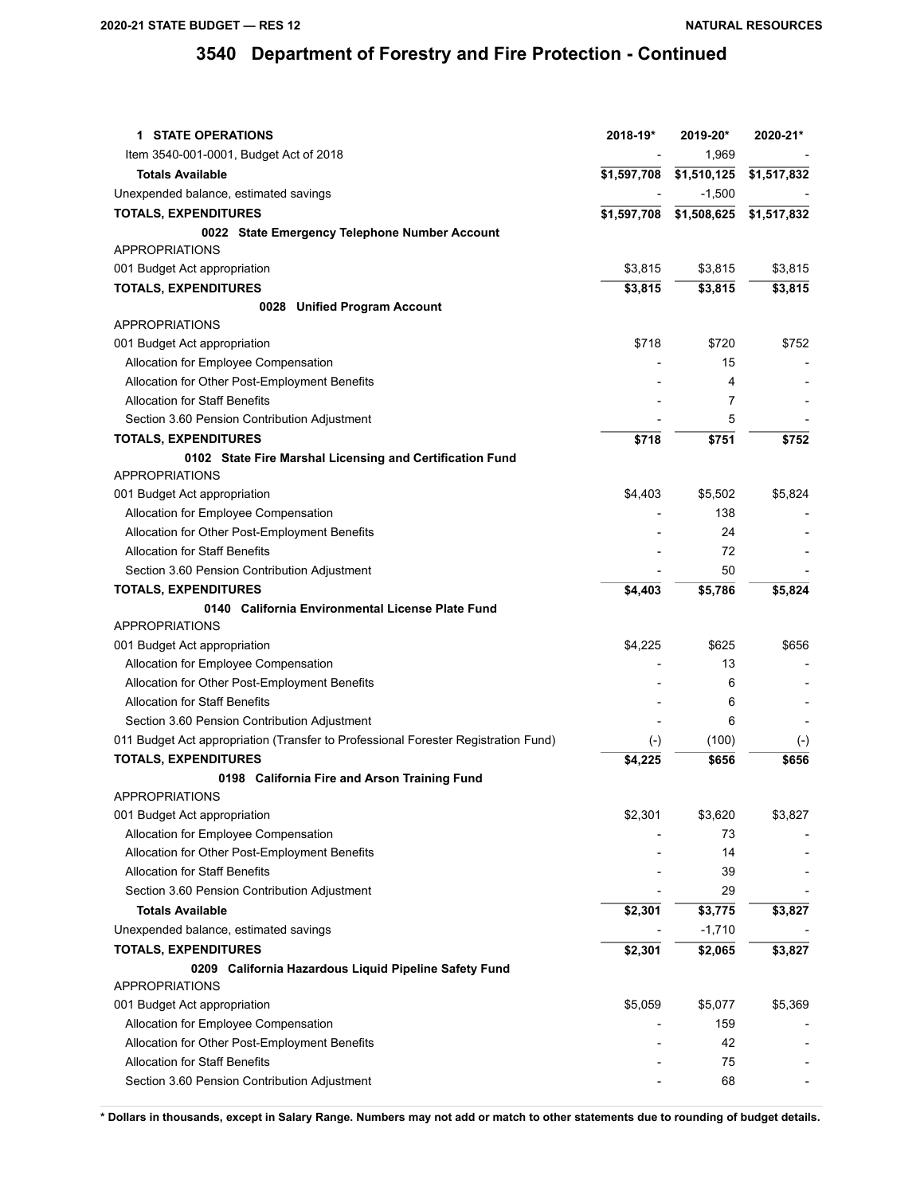# 3540 Department of Forestry and Fire Protection - Continued

| 1 STATE OPERATIONS | 2018-19* | 2019-20* | 2020-21* |
|---|---|---|---|
| Item 3540-001-0001, Budget Act of 2018 | - | 1,969 | - |
| **Totals Available** | **$1,597,708** | **$1,510,125** | **$1,517,832** |
| Unexpended balance, estimated savings | - | -1,500 | - |
| **TOTALS, EXPENDITURES** | **$1,597,708** | **$1,508,625** | **$1,517,832** |
| **0022 State Emergency Telephone Number Account** | | | |
| APPROPRIATIONS | | | |
| 001 Budget Act appropriation | $3,815 | $3,815 | $3,815 |
| **TOTALS, EXPENDITURES** | **$3,815** | **$3,815** | **$3,815** |
| **0028 Unified Program Account** | | | |
| APPROPRIATIONS | | | |
| 001 Budget Act appropriation | $718 | $720 | $752 |
| Allocation for Employee Compensation | - | 15 | - |
| Allocation for Other Post-Employment Benefits | - | 4 | - |
| Allocation for Staff Benefits | - | 7 | - |
| Section 3.60 Pension Contribution Adjustment | - | 5 | - |
| **TOTALS, EXPENDITURES** | **$718** | **$751** | **$752** |
| **0102 State Fire Marshal Licensing and Certification Fund** | | | |
| APPROPRIATIONS | | | |
| 001 Budget Act appropriation | $4,403 | $5,502 | $5,824 |
| Allocation for Employee Compensation | - | 138 | - |
| Allocation for Other Post-Employment Benefits | - | 24 | - |
| Allocation for Staff Benefits | - | 72 | - |
| Section 3.60 Pension Contribution Adjustment | - | 50 | - |
| **TOTALS, EXPENDITURES** | **$4,403** | **$5,786** | **$5,824** |
| **0140 California Environmental License Plate Fund** | | | |
| APPROPRIATIONS | | | |
| 001 Budget Act appropriation | $4,225 | $625 | $656 |
| Allocation for Employee Compensation | - | 13 | - |
| Allocation for Other Post-Employment Benefits | - | 6 | - |
| Allocation for Staff Benefits | - | 6 | - |
| Section 3.60 Pension Contribution Adjustment | - | 6 | - |
| 011 Budget Act appropriation (Transfer to Professional Forester Registration Fund) | (-) | (100) | (-) |
| **TOTALS, EXPENDITURES** | **$4,225** | **$656** | **$656** |
| **0198 California Fire and Arson Training Fund** | | | |
| APPROPRIATIONS | | | |
| 001 Budget Act appropriation | $2,301 | $3,620 | $3,827 |
| Allocation for Employee Compensation | - | 73 | - |
| Allocation for Other Post-Employment Benefits | - | 14 | - |
| Allocation for Staff Benefits | - | 39 | - |
| Section 3.60 Pension Contribution Adjustment | - | 29 | - |
| **Totals Available** | **$2,301** | **$3,775** | **$3,827** |
| Unexpended balance, estimated savings | - | -1,710 | - |
| **TOTALS, EXPENDITURES** | **$2,301** | **$2,065** | **$3,827** |
| **0209 California Hazardous Liquid Pipeline Safety Fund** | | | |
| APPROPRIATIONS | | | |
| 001 Budget Act appropriation | $5,059 | $5,077 | $5,369 |
| Allocation for Employee Compensation | - | 159 | - |
| Allocation for Other Post-Employment Benefits | - | 42 | - |
| Allocation for Staff Benefits | - | 75 | - |
| Section 3.60 Pension Contribution Adjustment | - | 68 | - |

**\* Dollars in thousands, except in Salary Range. Numbers may not add or match to other statements due to rounding of budget details.**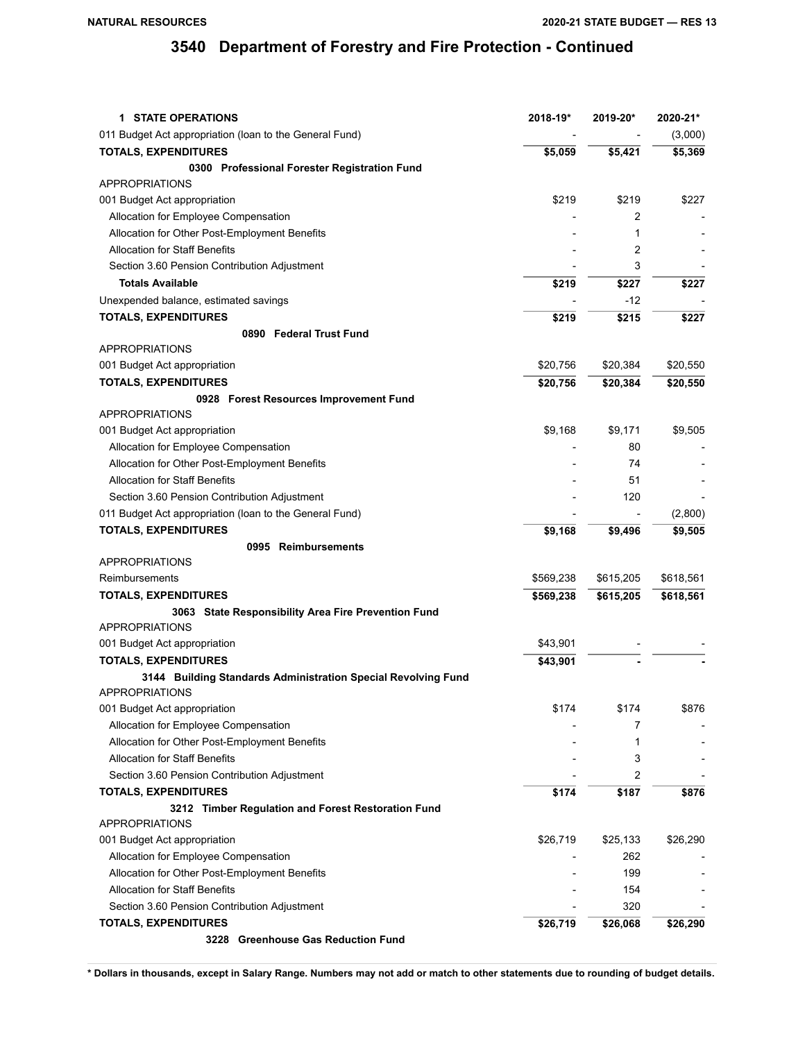# 3540 Department of Forestry and Fire Protection - Continued

| 1 STATE OPERATIONS | 2018-19* | 2019-20* | 2020-21* |
|---|---|---|---|
| 011 Budget Act appropriation (loan to the General Fund) | - | - | (3,000) |
| **TOTALS, EXPENDITURES** | **$5,059** | **$5,421** | **$5,369** |
| **0300 Professional Forester Registration Fund** | | | |
| APPROPRIATIONS | | | |
| 001 Budget Act appropriation | $219 | $219 | $227 |
| Allocation for Employee Compensation | - | 2 | - |
| Allocation for Other Post-Employment Benefits | - | 1 | - |
| Allocation for Staff Benefits | - | 2 | - |
| Section 3.60 Pension Contribution Adjustment | - | 3 | - |
| **Totals Available** | **$219** | **$227** | **$227** |
| Unexpended balance, estimated savings | - | -12 | - |
| **TOTALS, EXPENDITURES** | **$219** | **$215** | **$227** |
| **0890 Federal Trust Fund** | | | |
| APPROPRIATIONS | | | |
| 001 Budget Act appropriation | $20,756 | $20,384 | $20,550 |
| **TOTALS, EXPENDITURES** | **$20,756** | **$20,384** | **$20,550** |
| **0928 Forest Resources Improvement Fund** | | | |
| APPROPRIATIONS | | | |
| 001 Budget Act appropriation | $9,168 | $9,171 | $9,505 |
| Allocation for Employee Compensation | - | 80 | - |
| Allocation for Other Post-Employment Benefits | - | 74 | - |
| Allocation for Staff Benefits | - | 51 | - |
| Section 3.60 Pension Contribution Adjustment | - | 120 | - |
| 011 Budget Act appropriation (loan to the General Fund) | - | - | (2,800) |
| **TOTALS, EXPENDITURES** | **$9,168** | **$9,496** | **$9,505** |
| **0995 Reimbursements** | | | |
| APPROPRIATIONS | | | |
| Reimbursements | $569,238 | $615,205 | $618,561 |
| **TOTALS, EXPENDITURES** | **$569,238** | **$615,205** | **$618,561** |
| **3063 State Responsibility Area Fire Prevention Fund** | | | |
| APPROPRIATIONS | | | |
| 001 Budget Act appropriation | $43,901 | - | - |
| **TOTALS, EXPENDITURES** | **$43,901** | **-** | **-** |
| **3144 Building Standards Administration Special Revolving Fund** | | | |
| APPROPRIATIONS | | | |
| 001 Budget Act appropriation | $174 | $174 | $876 |
| Allocation for Employee Compensation | - | 7 | - |
| Allocation for Other Post-Employment Benefits | - | 1 | - |
| Allocation for Staff Benefits | - | 3 | - |
| Section 3.60 Pension Contribution Adjustment | - | 2 | - |
| **TOTALS, EXPENDITURES** | **$174** | **$187** | **$876** |
| **3212 Timber Regulation and Forest Restoration Fund** | | | |
| APPROPRIATIONS | | | |
| 001 Budget Act appropriation | $26,719 | $25,133 | $26,290 |
| Allocation for Employee Compensation | - | 262 | - |
| Allocation for Other Post-Employment Benefits | - | 199 | - |
| Allocation for Staff Benefits | - | 154 | - |
| Section 3.60 Pension Contribution Adjustment | - | 320 | - |
| **TOTALS, EXPENDITURES** | **$26,719** | **$26,068** | **$26,290** |
| **3228 Greenhouse Gas Reduction Fund** | | | |

**\* Dollars in thousands, except in Salary Range. Numbers may not add or match to other statements due to rounding of budget details.**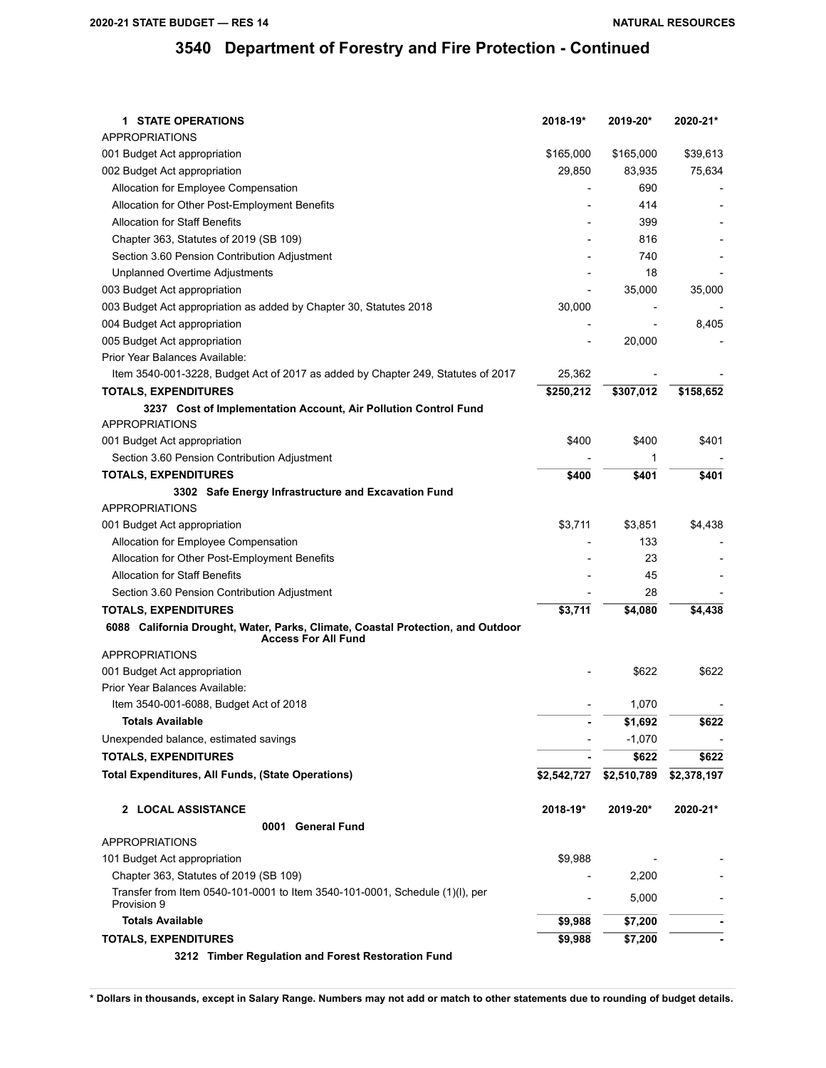# 3540 Department of Forestry and Fire Protection - Continued

| 1 STATE OPERATIONS | 2018-19* | 2019-20* | 2020-21* |
|---|---|---|---|
| APPROPRIATIONS | | | |
| 001 Budget Act appropriation | $165,000 | $165,000 | $39,613 |
| 002 Budget Act appropriation | 29,850 | 83,935 | 75,634 |
| Allocation for Employee Compensation | - | 690 | - |
| Allocation for Other Post-Employment Benefits | - | 414 | - |
| Allocation for Staff Benefits | - | 399 | - |
| Chapter 363, Statutes of 2019 (SB 109) | - | 816 | - |
| Section 3.60 Pension Contribution Adjustment | - | 740 | - |
| Unplanned Overtime Adjustments | - | 18 | - |
| 003 Budget Act appropriation | - | 35,000 | 35,000 |
| 003 Budget Act appropriation as added by Chapter 30, Statutes 2018 | 30,000 | - | - |
| 004 Budget Act appropriation | - | - | 8,405 |
| 005 Budget Act appropriation | - | 20,000 | - |
| Prior Year Balances Available: | | | |
| Item 3540-001-3228, Budget Act of 2017 as added by Chapter 249, Statutes of 2017 | 25,362 | - | - |
| **TOTALS, EXPENDITURES** | **$250,212** | **$307,012** | **$158,652** |
| **3237 Cost of Implementation Account, Air Pollution Control Fund** | | | |
| APPROPRIATIONS | | | |
| 001 Budget Act appropriation | $400 | $400 | $401 |
| Section 3.60 Pension Contribution Adjustment | - | 1 | - |
| **TOTALS, EXPENDITURES** | **$400** | **$401** | **$401** |
| **3302 Safe Energy Infrastructure and Excavation Fund** | | | |
| APPROPRIATIONS | | | |
| 001 Budget Act appropriation | $3,711 | $3,851 | $4,438 |
| Allocation for Employee Compensation | - | 133 | - |
| Allocation for Other Post-Employment Benefits | - | 23 | - |
| Allocation for Staff Benefits | - | 45 | - |
| Section 3.60 Pension Contribution Adjustment | - | 28 | - |
| **TOTALS, EXPENDITURES** | **$3,711** | **$4,080** | **$4,438** |
| **6088 California Drought, Water, Parks, Climate, Coastal Protection, and Outdoor Access For All Fund** | | | |
| APPROPRIATIONS | | | |
| 001 Budget Act appropriation | - | $622 | $622 |
| Prior Year Balances Available: | | | |
| Item 3540-001-6088, Budget Act of 2018 | - | 1,070 | - |
| **Totals Available** | **-** | **$1,692** | **$622** |
| Unexpended balance, estimated savings | - | -1,070 | - |
| **TOTALS, EXPENDITURES** | **-** | **$622** | **$622** |
| **Total Expenditures, All Funds, (State Operations)** | **$2,542,727** | **$2,510,789** | **$2,378,197** |

| 2 LOCAL ASSISTANCE | 2018-19* | 2019-20* | 2020-21* |
|---|---|---|---|
| **0001 General Fund** | | | |
| APPROPRIATIONS | | | |
| 101 Budget Act appropriation | $9,988 | - | - |
| Chapter 363, Statutes of 2019 (SB 109) | - | 2,200 | - |
| Transfer from Item 0540-101-0001 to Item 3540-101-0001, Schedule (1)(l), per Provision 9 | - | 5,000 | - |
| **Totals Available** | **$9,988** | **$7,200** | **-** |
| **TOTALS, EXPENDITURES** | **$9,988** | **$7,200** | **-** |
| **3212 Timber Regulation and Forest Restoration Fund** | | | |

**\* Dollars in thousands, except in Salary Range. Numbers may not add or match to other statements due to rounding of budget details.**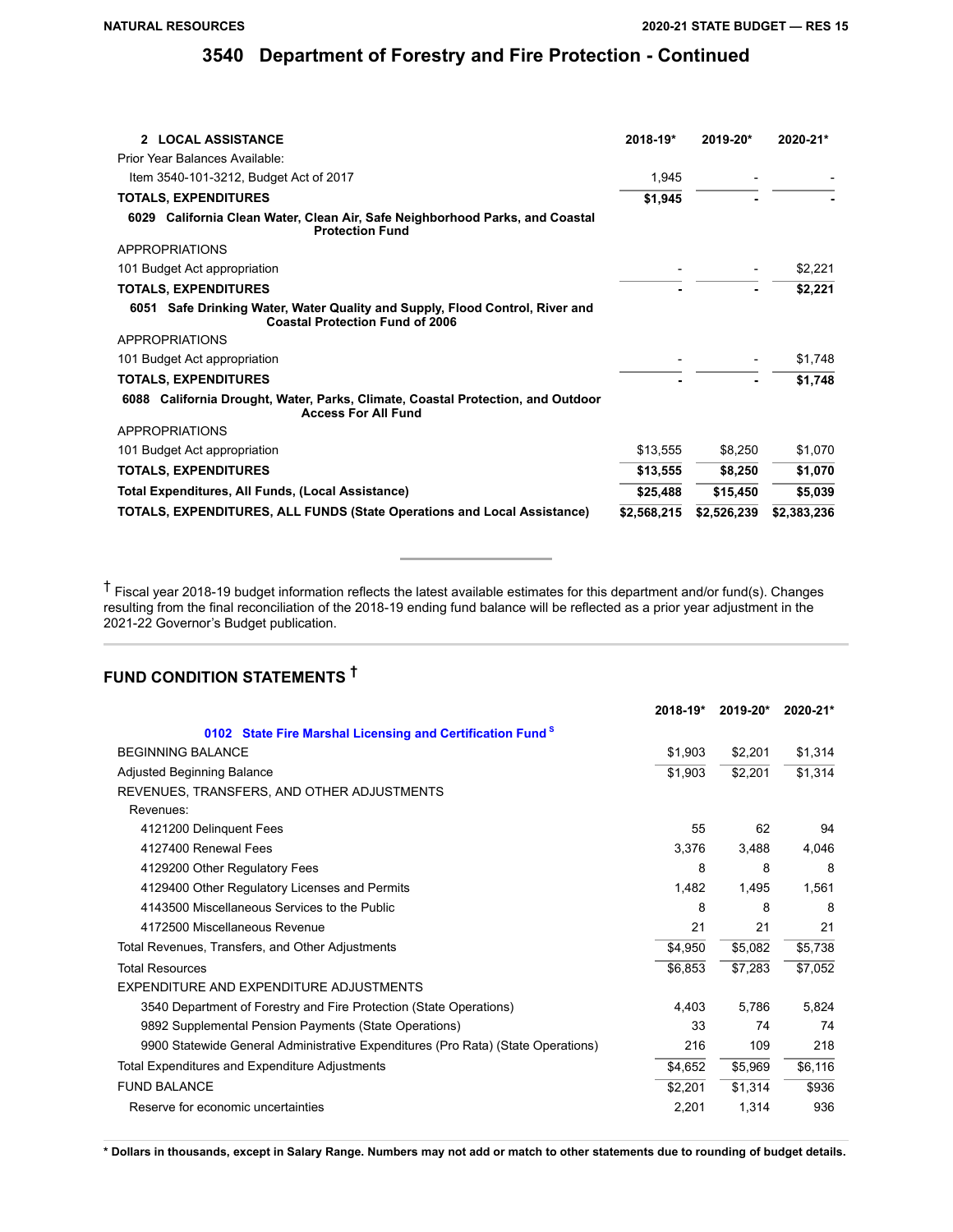# 3540 Department of Forestry and Fire Protection - Continued

| 2 LOCAL ASSISTANCE | 2018-19* | 2019-20* | 2020-21* |
|---|---|---|---|
| Prior Year Balances Available: | | | |
| Item 3540-101-3212, Budget Act of 2017 | 1,945 | - | - |
| **TOTALS, EXPENDITURES** | **$1,945** | **-** | **-** |
| **6029 California Clean Water, Clean Air, Safe Neighborhood Parks, and Coastal Protection Fund** | | | |
| APPROPRIATIONS | | | |
| 101 Budget Act appropriation | - | - | $2,221 |
| **TOTALS, EXPENDITURES** | **-** | **-** | **$2,221** |
| **6051 Safe Drinking Water, Water Quality and Supply, Flood Control, River and Coastal Protection Fund of 2006** | | | |
| APPROPRIATIONS | | | |
| 101 Budget Act appropriation | - | - | $1,748 |
| **TOTALS, EXPENDITURES** | **-** | **-** | **$1,748** |
| **6088 California Drought, Water, Parks, Climate, Coastal Protection, and Outdoor Access For All Fund** | | | |
| APPROPRIATIONS | | | |
| 101 Budget Act appropriation | $13,555 | $8,250 | $1,070 |
| **TOTALS, EXPENDITURES** | **$13,555** | **$8,250** | **$1,070** |
| **Total Expenditures, All Funds, (Local Assistance)** | **$25,488** | **$15,450** | **$5,039** |
| **TOTALS, EXPENDITURES, ALL FUNDS (State Operations and Local Assistance)** | **$2,568,215** | **$2,526,239** | **$2,383,236** |

† Fiscal year 2018-19 budget information reflects the latest available estimates for this department and/or fund(s). Changes resulting from the final reconciliation of the 2018-19 ending fund balance will be reflected as a prior year adjustment in the 2021-22 Governor's Budget publication.

## FUND CONDITION STATEMENTS †

| | 2018-19* | 2019-20* | 2020-21* |
|---|---|---|---|
| **0102 State Fire Marshal Licensing and Certification Fund** [S] | | | |
| BEGINNING BALANCE | $1,903 | $2,201 | $1,314 |
| Adjusted Beginning Balance | $1,903 | $2,201 | $1,314 |
| REVENUES, TRANSFERS, AND OTHER ADJUSTMENTS | | | |
| Revenues: | | | |
| 4121200 Delinquent Fees | 55 | 62 | 94 |
| 4127400 Renewal Fees | 3,376 | 3,488 | 4,046 |
| 4129200 Other Regulatory Fees | 8 | 8 | 8 |
| 4129400 Other Regulatory Licenses and Permits | 1,482 | 1,495 | 1,561 |
| 4143500 Miscellaneous Services to the Public | 8 | 8 | 8 |
| 4172500 Miscellaneous Revenue | 21 | 21 | 21 |
| Total Revenues, Transfers, and Other Adjustments | $4,950 | $5,082 | $5,738 |
| Total Resources | $6,853 | $7,283 | $7,052 |
| EXPENDITURE AND EXPENDITURE ADJUSTMENTS | | | |
| 3540 Department of Forestry and Fire Protection (State Operations) | 4,403 | 5,786 | 5,824 |
| 9892 Supplemental Pension Payments (State Operations) | 33 | 74 | 74 |
| 9900 Statewide General Administrative Expenditures (Pro Rata) (State Operations) | 216 | 109 | 218 |
| Total Expenditures and Expenditure Adjustments | $4,652 | $5,969 | $6,116 |
| FUND BALANCE | $2,201 | $1,314 | $936 |
| Reserve for economic uncertainties | 2,201 | 1,314 | 936 |

**\* Dollars in thousands, except in Salary Range. Numbers may not add or match to other statements due to rounding of budget details.**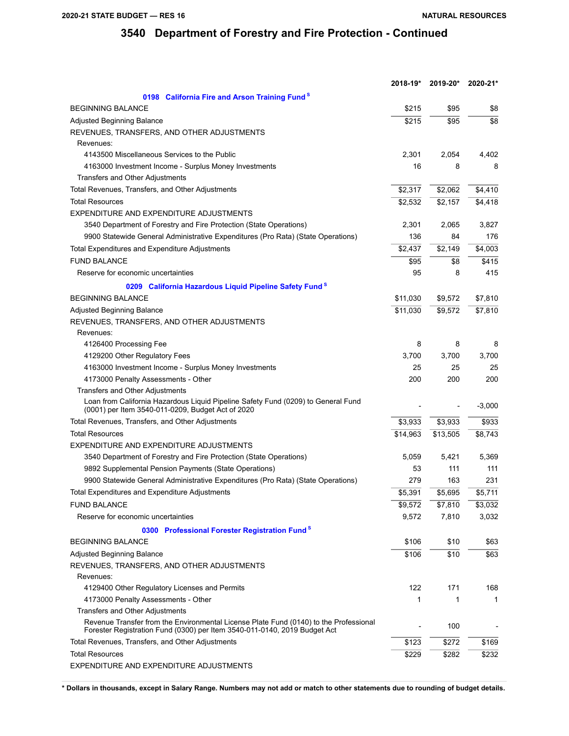# 3540 Department of Forestry and Fire Protection - Continued

| | 2018-19* | 2019-20* | 2020-21* |
|---|---|---|---|
| **0198 California Fire and Arson Training Fund** [S] | | | |
| BEGINNING BALANCE | $215 | $95 | $8 |
| Adjusted Beginning Balance | $215 | $95 | $8 |
| REVENUES, TRANSFERS, AND OTHER ADJUSTMENTS | | | |
| Revenues: | | | |
| 4143500 Miscellaneous Services to the Public | 2,301 | 2,054 | 4,402 |
| 4163000 Investment Income - Surplus Money Investments | 16 | 8 | 8 |
| Transfers and Other Adjustments | | | |
| Total Revenues, Transfers, and Other Adjustments | $2,317 | $2,062 | $4,410 |
| Total Resources | $2,532 | $2,157 | $4,418 |
| EXPENDITURE AND EXPENDITURE ADJUSTMENTS | | | |
| 3540 Department of Forestry and Fire Protection (State Operations) | 2,301 | 2,065 | 3,827 |
| 9900 Statewide General Administrative Expenditures (Pro Rata) (State Operations) | 136 | 84 | 176 |
| Total Expenditures and Expenditure Adjustments | $2,437 | $2,149 | $4,003 |
| FUND BALANCE | $95 | $8 | $415 |
| Reserve for economic uncertainties | 95 | 8 | 415 |
| **0209 California Hazardous Liquid Pipeline Safety Fund** [S] | | | |
| BEGINNING BALANCE | $11,030 | $9,572 | $7,810 |
| Adjusted Beginning Balance | $11,030 | $9,572 | $7,810 |
| REVENUES, TRANSFERS, AND OTHER ADJUSTMENTS | | | |
| Revenues: | | | |
| 4126400 Processing Fee | 8 | 8 | 8 |
| 4129200 Other Regulatory Fees | 3,700 | 3,700 | 3,700 |
| 4163000 Investment Income - Surplus Money Investments | 25 | 25 | 25 |
| 4173000 Penalty Assessments - Other | 200 | 200 | 200 |
| Transfers and Other Adjustments | | | |
| Loan from California Hazardous Liquid Pipeline Safety Fund (0209) to General Fund (0001) per Item 3540-011-0209, Budget Act of 2020 | - | - | -3,000 |
| Total Revenues, Transfers, and Other Adjustments | $3,933 | $3,933 | $933 |
| Total Resources | $14,963 | $13,505 | $8,743 |
| EXPENDITURE AND EXPENDITURE ADJUSTMENTS | | | |
| 3540 Department of Forestry and Fire Protection (State Operations) | 5,059 | 5,421 | 5,369 |
| 9892 Supplemental Pension Payments (State Operations) | 53 | 111 | 111 |
| 9900 Statewide General Administrative Expenditures (Pro Rata) (State Operations) | 279 | 163 | 231 |
| Total Expenditures and Expenditure Adjustments | $5,391 | $5,695 | $5,711 |
| FUND BALANCE | $9,572 | $7,810 | $3,032 |
| Reserve for economic uncertainties | 9,572 | 7,810 | 3,032 |
| **0300 Professional Forester Registration Fund** [S] | | | |
| BEGINNING BALANCE | $106 | $10 | $63 |
| Adjusted Beginning Balance | $106 | $10 | $63 |
| REVENUES, TRANSFERS, AND OTHER ADJUSTMENTS | | | |
| Revenues: | | | |
| 4129400 Other Regulatory Licenses and Permits | 122 | 171 | 168 |
| 4173000 Penalty Assessments - Other | 1 | 1 | 1 |
| Transfers and Other Adjustments | | | |
| Revenue Transfer from the Environmental License Plate Fund (0140) to the Professional Forester Registration Fund (0300) per Item 3540-011-0140, 2019 Budget Act | - | 100 | - |
| Total Revenues, Transfers, and Other Adjustments | $123 | $272 | $169 |
| Total Resources | $229 | $282 | $232 |
| EXPENDITURE AND EXPENDITURE ADJUSTMENTS | | | |

**\* Dollars in thousands, except in Salary Range. Numbers may not add or match to other statements due to rounding of budget details.**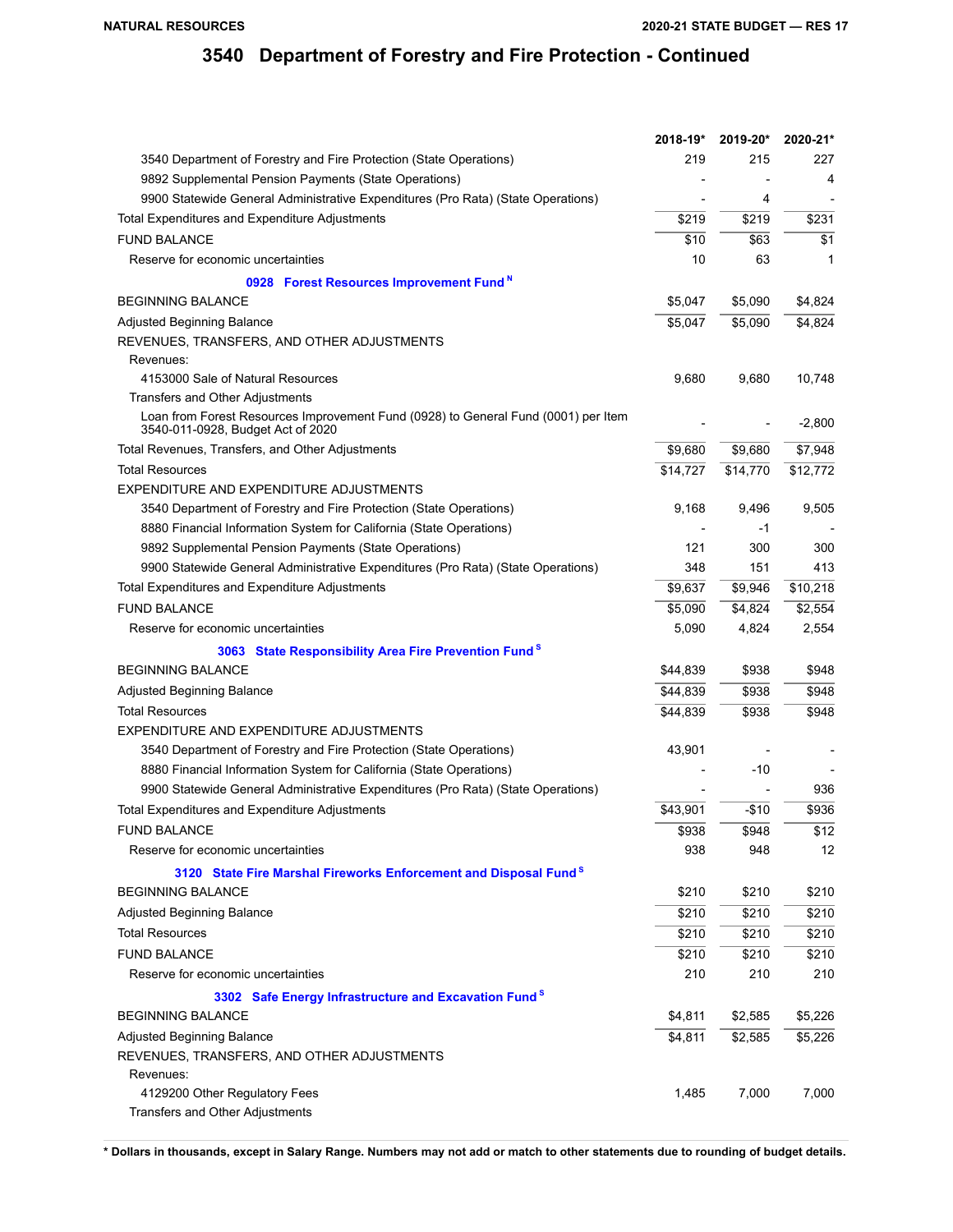# 3540 Department of Forestry and Fire Protection - Continued

| | 2018-19* | 2019-20* | 2020-21* |
|---|---|---|---|
| 3540 Department of Forestry and Fire Protection (State Operations) | 219 | 215 | 227 |
| 9892 Supplemental Pension Payments (State Operations) | - | - | 4 |
| 9900 Statewide General Administrative Expenditures (Pro Rata) (State Operations) | - | 4 | - |
| Total Expenditures and Expenditure Adjustments | $219 | $219 | $231 |
| FUND BALANCE | $10 | $63 | $1 |
| Reserve for economic uncertainties | 10 | 63 | 1 |
| **0928 Forest Resources Improvement Fund [N]** | | | |
| BEGINNING BALANCE | $5,047 | $5,090 | $4,824 |
| Adjusted Beginning Balance | $5,047 | $5,090 | $4,824 |
| REVENUES, TRANSFERS, AND OTHER ADJUSTMENTS | | | |
| Revenues: | | | |
| 4153000 Sale of Natural Resources | 9,680 | 9,680 | 10,748 |
| Transfers and Other Adjustments | | | |
| Loan from Forest Resources Improvement Fund (0928) to General Fund (0001) per Item 3540-011-0928, Budget Act of 2020 | - | - | -2,800 |
| Total Revenues, Transfers, and Other Adjustments | $9,680 | $9,680 | $7,948 |
| Total Resources | $14,727 | $14,770 | $12,772 |
| EXPENDITURE AND EXPENDITURE ADJUSTMENTS | | | |
| 3540 Department of Forestry and Fire Protection (State Operations) | 9,168 | 9,496 | 9,505 |
| 8880 Financial Information System for California (State Operations) | - | -1 | - |
| 9892 Supplemental Pension Payments (State Operations) | 121 | 300 | 300 |
| 9900 Statewide General Administrative Expenditures (Pro Rata) (State Operations) | 348 | 151 | 413 |
| Total Expenditures and Expenditure Adjustments | $9,637 | $9,946 | $10,218 |
| FUND BALANCE | $5,090 | $4,824 | $2,554 |
| Reserve for economic uncertainties | 5,090 | 4,824 | 2,554 |
| **3063 State Responsibility Area Fire Prevention Fund [S]** | | | |
| BEGINNING BALANCE | $44,839 | $938 | $948 |
| Adjusted Beginning Balance | $44,839 | $938 | $948 |
| Total Resources | $44,839 | $938 | $948 |
| EXPENDITURE AND EXPENDITURE ADJUSTMENTS | | | |
| 3540 Department of Forestry and Fire Protection (State Operations) | 43,901 | - | - |
| 8880 Financial Information System for California (State Operations) | - | -10 | - |
| 9900 Statewide General Administrative Expenditures (Pro Rata) (State Operations) | - | - | 936 |
| Total Expenditures and Expenditure Adjustments | $43,901 | -$10 | $936 |
| FUND BALANCE | $938 | $948 | $12 |
| Reserve for economic uncertainties | 938 | 948 | 12 |
| **3120 State Fire Marshal Fireworks Enforcement and Disposal Fund [S]** | | | |
| BEGINNING BALANCE | $210 | $210 | $210 |
| Adjusted Beginning Balance | $210 | $210 | $210 |
| Total Resources | $210 | $210 | $210 |
| FUND BALANCE | $210 | $210 | $210 |
| Reserve for economic uncertainties | 210 | 210 | 210 |
| **3302 Safe Energy Infrastructure and Excavation Fund [S]** | | | |
| BEGINNING BALANCE | $4,811 | $2,585 | $5,226 |
| Adjusted Beginning Balance | $4,811 | $2,585 | $5,226 |
| REVENUES, TRANSFERS, AND OTHER ADJUSTMENTS | | | |
| Revenues: | | | |
| 4129200 Other Regulatory Fees | 1,485 | 7,000 | 7,000 |
| Transfers and Other Adjustments | | | |

**\* Dollars in thousands, except in Salary Range. Numbers may not add or match to other statements due to rounding of budget details.**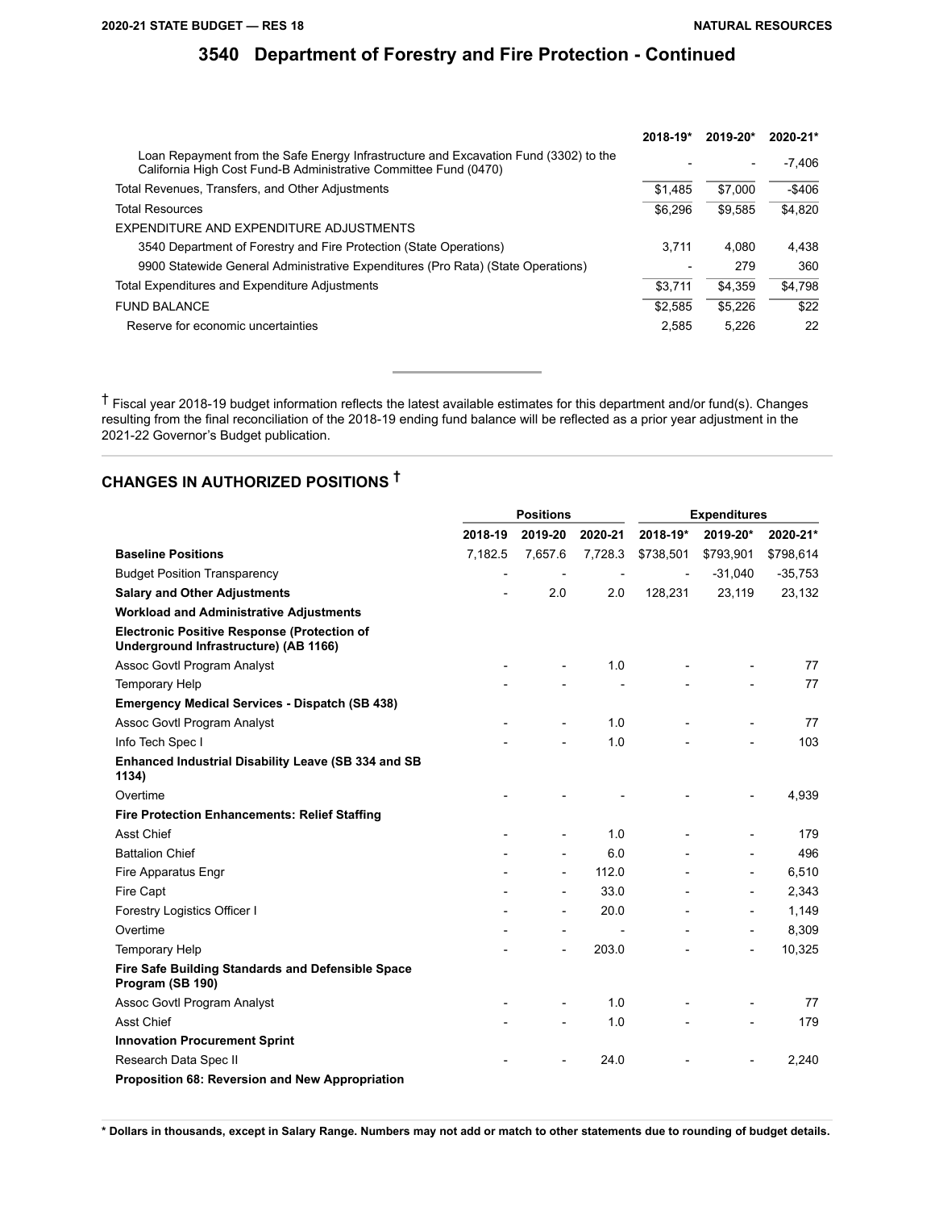## 3540 Department of Forestry and Fire Protection - Continued

| | 2018-19* | 2019-20* | 2020-21* |
|---|---|---|---|
| Loan Repayment from the Safe Energy Infrastructure and Excavation Fund (3302) to the California High Cost Fund-B Administrative Committee Fund (0470) | - | - | -7,406 |
| Total Revenues, Transfers, and Other Adjustments | $1,485 | $7,000 | -$406 |
| Total Resources | $6,296 | $9,585 | $4,820 |
| EXPENDITURE AND EXPENDITURE ADJUSTMENTS | | | |
| 3540 Department of Forestry and Fire Protection (State Operations) | 3,711 | 4,080 | 4,438 |
| 9900 Statewide General Administrative Expenditures (Pro Rata) (State Operations) | - | 279 | 360 |
| Total Expenditures and Expenditure Adjustments | $3,711 | $4,359 | $4,798 |
| FUND BALANCE | $2,585 | $5,226 | $22 |
| Reserve for economic uncertainties | 2,585 | 5,226 | 22 |

† Fiscal year 2018-19 budget information reflects the latest available estimates for this department and/or fund(s). Changes resulting from the final reconciliation of the 2018-19 ending fund balance will be reflected as a prior year adjustment in the 2021-22 Governor's Budget publication.

## CHANGES IN AUTHORIZED POSITIONS †

| | Positions | | | Expenditures | | |
|---|---|---|---|---|---|---|
| | 2018-19 | 2019-20 | 2020-21 | 2018-19* | 2019-20* | 2020-21* |
| **Baseline Positions** | 7,182.5 | 7,657.6 | 7,728.3 | $738,501 | $793,901 | $798,614 |
| Budget Position Transparency | - | - | - | - | -31,040 | -35,753 |
| **Salary and Other Adjustments** | - | 2.0 | 2.0 | 128,231 | 23,119 | 23,132 |
| **Workload and Administrative Adjustments** | | | | | | |
| **Electronic Positive Response (Protection of Underground Infrastructure) (AB 1166)** | | | | | | |
| Assoc Govtl Program Analyst | - | - | 1.0 | - | - | 77 |
| Temporary Help | - | - | - | - | - | 77 |
| **Emergency Medical Services - Dispatch (SB 438)** | | | | | | |
| Assoc Govtl Program Analyst | - | - | 1.0 | - | - | 77 |
| Info Tech Spec I | - | - | 1.0 | - | - | 103 |
| **Enhanced Industrial Disability Leave (SB 334 and SB 1134)** | | | | | | |
| Overtime | - | - | - | - | - | 4,939 |
| **Fire Protection Enhancements: Relief Staffing** | | | | | | |
| Asst Chief | - | - | 1.0 | - | - | 179 |
| Battalion Chief | - | - | 6.0 | - | - | 496 |
| Fire Apparatus Engr | - | - | 112.0 | - | - | 6,510 |
| Fire Capt | - | - | 33.0 | - | - | 2,343 |
| Forestry Logistics Officer I | - | - | 20.0 | - | - | 1,149 |
| Overtime | - | - | - | - | - | 8,309 |
| Temporary Help | - | - | 203.0 | - | - | 10,325 |
| **Fire Safe Building Standards and Defensible Space Program (SB 190)** | | | | | | |
| Assoc Govtl Program Analyst | - | - | 1.0 | - | - | 77 |
| Asst Chief | - | - | 1.0 | - | - | 179 |
| **Innovation Procurement Sprint** | | | | | | |
| Research Data Spec II | - | - | 24.0 | - | - | 2,240 |
| **Proposition 68: Reversion and New Appropriation** | | | | | | |

**\* Dollars in thousands, except in Salary Range. Numbers may not add or match to other statements due to rounding of budget details.**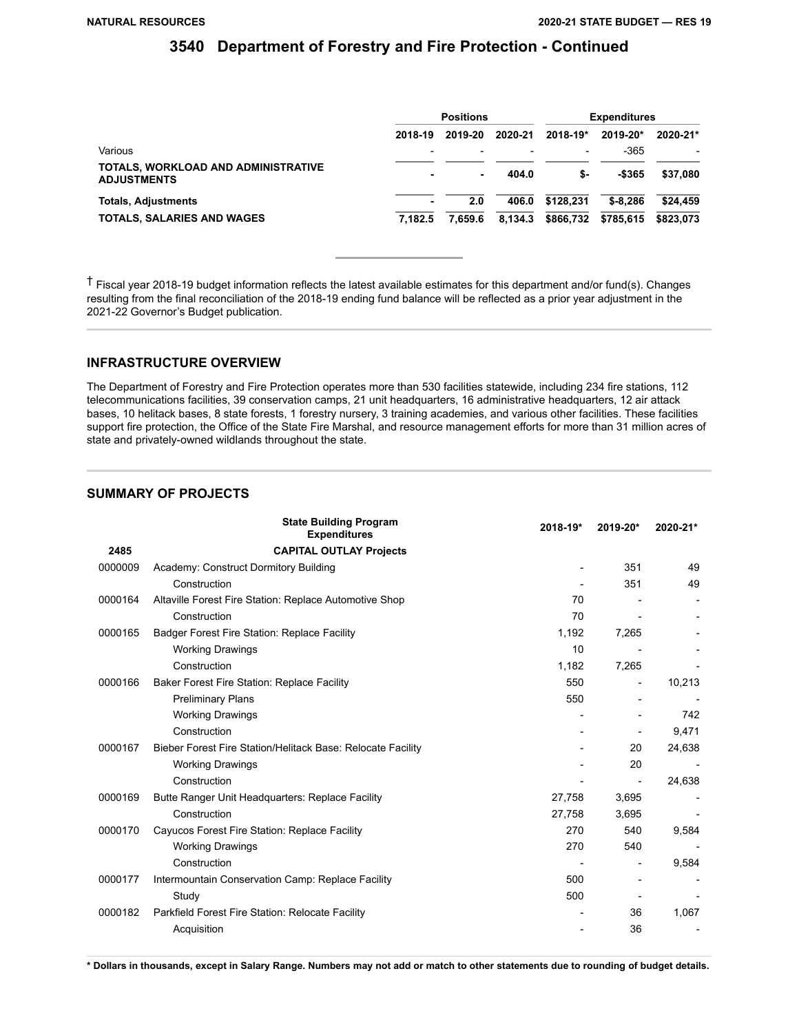# 3540 Department of Forestry and Fire Protection - Continued

| | Positions | | | Expenditures | | |
|---|---|---|---|---|---|---|
| | 2018-19 | 2019-20 | 2020-21 | 2018-19* | 2019-20* | 2020-21* |
| Various | - | - | - | - | -365 | - |
| **TOTALS, WORKLOAD AND ADMINISTRATIVE ADJUSTMENTS** | **-** | **-** | **404.0** | **$-** | **-$365** | **$37,080** |
| **Totals, Adjustments** | **-** | **2.0** | **406.0** | **$128,231** | **$-8,286** | **$24,459** |
| **TOTALS, SALARIES AND WAGES** | **7,182.5** | **7,659.6** | **8,134.3** | **$866,732** | **$785,615** | **$823,073** |

† Fiscal year 2018-19 budget information reflects the latest available estimates for this department and/or fund(s). Changes resulting from the final reconciliation of the 2018-19 ending fund balance will be reflected as a prior year adjustment in the 2021-22 Governor's Budget publication.

## INFRASTRUCTURE OVERVIEW

The Department of Forestry and Fire Protection operates more than 530 facilities statewide, including 234 fire stations, 112 telecommunications facilities, 39 conservation camps, 21 unit headquarters, 16 administrative headquarters, 12 air attack bases, 10 helitack bases, 8 state forests, 1 forestry nursery, 3 training academies, and various other facilities. These facilities support fire protection, the Office of the State Fire Marshal, and resource management efforts for more than 31 million acres of state and privately-owned wildlands throughout the state.

## SUMMARY OF PROJECTS

| | State Building Program Expenditures | 2018-19* | 2019-20* | 2020-21* |
|---|---|---|---|---|
| **2485** | **CAPITAL OUTLAY Projects** | | | |
| 0000009 | Academy: Construct Dormitory Building | - | 351 | 49 |
| | Construction | - | 351 | 49 |
| 0000164 | Altaville Forest Fire Station: Replace Automotive Shop | 70 | - | - |
| | Construction | 70 | - | - |
| 0000165 | Badger Forest Fire Station: Replace Facility | 1,192 | 7,265 | - |
| | Working Drawings | 10 | - | - |
| | Construction | 1,182 | 7,265 | - |
| 0000166 | Baker Forest Fire Station: Replace Facility | 550 | - | 10,213 |
| | Preliminary Plans | 550 | - | - |
| | Working Drawings | - | - | 742 |
| | Construction | - | - | 9,471 |
| 0000167 | Bieber Forest Fire Station/Helitack Base: Relocate Facility | - | 20 | 24,638 |
| | Working Drawings | - | 20 | - |
| | Construction | - | - | 24,638 |
| 0000169 | Butte Ranger Unit Headquarters: Replace Facility | 27,758 | 3,695 | - |
| | Construction | 27,758 | 3,695 | - |
| 0000170 | Cayucos Forest Fire Station: Replace Facility | 270 | 540 | 9,584 |
| | Working Drawings | 270 | 540 | - |
| | Construction | - | - | 9,584 |
| 0000177 | Intermountain Conservation Camp: Replace Facility | 500 | - | - |
| | Study | 500 | - | - |
| 0000182 | Parkfield Forest Fire Station: Relocate Facility | - | 36 | 1,067 |
| | Acquisition | - | 36 | - |

**\* Dollars in thousands, except in Salary Range. Numbers may not add or match to other statements due to rounding of budget details.**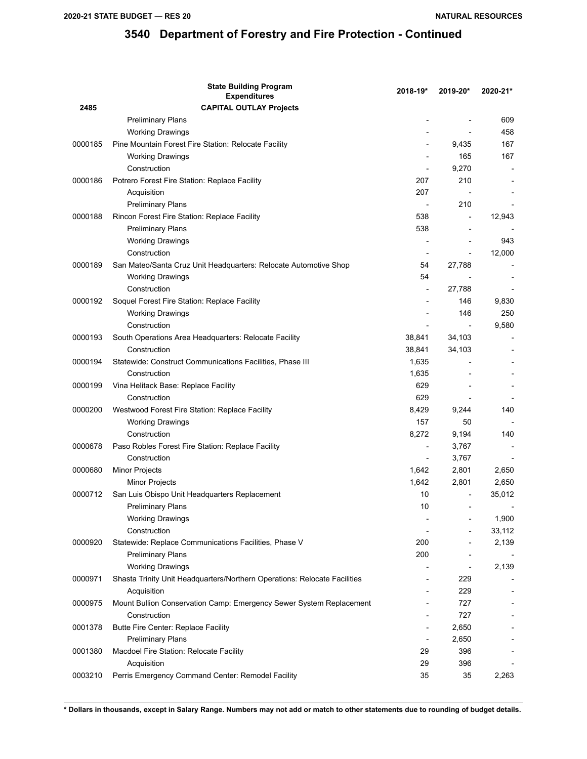## 3540 Department of Forestry and Fire Protection - Continued

| | State Building Program Expenditures | 2018-19* | 2019-20* | 2020-21* |
|---|---|---|---|---|
| 2485 | **CAPITAL OUTLAY Projects** | | | |
| | Preliminary Plans | - | - | 609 |
| | Working Drawings | - | - | 458 |
| 0000185 | Pine Mountain Forest Fire Station: Relocate Facility | - | 9,435 | 167 |
| | Working Drawings | - | 165 | 167 |
| | Construction | - | 9,270 | - |
| 0000186 | Potrero Forest Fire Station: Replace Facility | 207 | 210 | - |
| | Acquisition | 207 | - | - |
| | Preliminary Plans | - | 210 | - |
| 0000188 | Rincon Forest Fire Station: Replace Facility | 538 | - | 12,943 |
| | Preliminary Plans | 538 | - | - |
| | Working Drawings | - | - | 943 |
| | Construction | - | - | 12,000 |
| 0000189 | San Mateo/Santa Cruz Unit Headquarters: Relocate Automotive Shop | 54 | 27,788 | - |
| | Working Drawings | 54 | - | - |
| | Construction | - | 27,788 | - |
| 0000192 | Soquel Forest Fire Station: Replace Facility | - | 146 | 9,830 |
| | Working Drawings | - | 146 | 250 |
| | Construction | - | - | 9,580 |
| 0000193 | South Operations Area Headquarters: Relocate Facility | 38,841 | 34,103 | - |
| | Construction | 38,841 | 34,103 | - |
| 0000194 | Statewide: Construct Communications Facilities, Phase III | 1,635 | - | - |
| | Construction | 1,635 | - | - |
| 0000199 | Vina Helitack Base: Replace Facility | 629 | - | - |
| | Construction | 629 | - | - |
| 0000200 | Westwood Forest Fire Station: Replace Facility | 8,429 | 9,244 | 140 |
| | Working Drawings | 157 | 50 | - |
| | Construction | 8,272 | 9,194 | 140 |
| 0000678 | Paso Robles Forest Fire Station: Replace Facility | - | 3,767 | - |
| | Construction | - | 3,767 | - |
| 0000680 | Minor Projects | 1,642 | 2,801 | 2,650 |
| | Minor Projects | 1,642 | 2,801 | 2,650 |
| 0000712 | San Luis Obispo Unit Headquarters Replacement | 10 | - | 35,012 |
| | Preliminary Plans | 10 | - | - |
| | Working Drawings | - | - | 1,900 |
| | Construction | - | - | 33,112 |
| 0000920 | Statewide: Replace Communications Facilities, Phase V | 200 | - | 2,139 |
| | Preliminary Plans | 200 | - | - |
| | Working Drawings | - | - | 2,139 |
| 0000971 | Shasta Trinity Unit Headquarters/Northern Operations: Relocate Facilities | - | 229 | - |
| | Acquisition | - | 229 | - |
| 0000975 | Mount Bullion Conservation Camp: Emergency Sewer System Replacement | - | 727 | - |
| | Construction | - | 727 | - |
| 0001378 | Butte Fire Center: Replace Facility | - | 2,650 | - |
| | Preliminary Plans | - | 2,650 | - |
| 0001380 | Macdoel Fire Station: Relocate Facility | 29 | 396 | - |
| | Acquisition | 29 | 396 | - |
| 0003210 | Perris Emergency Command Center: Remodel Facility | 35 | 35 | 2,263 |

**\* Dollars in thousands, except in Salary Range. Numbers may not add or match to other statements due to rounding of budget details.**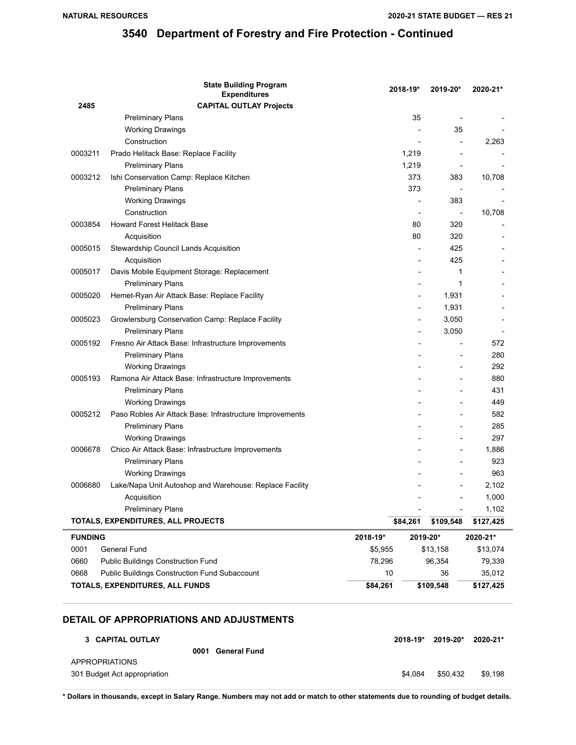# 3540 Department of Forestry and Fire Protection - Continued

| | State Building Program Expenditures | 2018-19* | 2019-20* | 2020-21* |
|---|---|---|---|---|
| 2485 | CAPITAL OUTLAY Projects | | | |
| | Preliminary Plans | 35 | - | - |
| | Working Drawings | - | 35 | - |
| | Construction | - | - | 2,263 |
| 0003211 | Prado Helitack Base: Replace Facility | 1,219 | - | - |
| | Preliminary Plans | 1,219 | - | - |
| 0003212 | Ishi Conservation Camp: Replace Kitchen | 373 | 383 | 10,708 |
| | Preliminary Plans | 373 | - | - |
| | Working Drawings | - | 383 | - |
| | Construction | - | - | 10,708 |
| 0003854 | Howard Forest Helitack Base | 80 | 320 | - |
| | Acquisition | 80 | 320 | - |
| 0005015 | Stewardship Council Lands Acquisition | - | 425 | - |
| | Acquisition | - | 425 | - |
| 0005017 | Davis Mobile Equipment Storage: Replacement | - | 1 | - |
| | Preliminary Plans | - | 1 | - |
| 0005020 | Hemet-Ryan Air Attack Base: Replace Facility | - | 1,931 | - |
| | Preliminary Plans | - | 1,931 | - |
| 0005023 | Growlersburg Conservation Camp: Replace Facility | - | 3,050 | - |
| | Preliminary Plans | - | 3,050 | - |
| 0005192 | Fresno Air Attack Base: Infrastructure Improvements | - | - | 572 |
| | Preliminary Plans | - | - | 280 |
| | Working Drawings | - | - | 292 |
| 0005193 | Ramona Air Attack Base: Infrastructure Improvements | - | - | 880 |
| | Preliminary Plans | - | - | 431 |
| | Working Drawings | - | - | 449 |
| 0005212 | Paso Robles Air Attack Base: Infrastructure Improvements | - | - | 582 |
| | Preliminary Plans | - | - | 285 |
| | Working Drawings | - | - | 297 |
| 0006678 | Chico Air Attack Base: Infrastructure Improvements | - | - | 1,886 |
| | Preliminary Plans | - | - | 923 |
| | Working Drawings | - | - | 963 |
| 0006680 | Lake/Napa Unit Autoshop and Warehouse: Replace Facility | - | - | 2,102 |
| | Acquisition | - | - | 1,000 |
| | Preliminary Plans | - | - | 1,102 |
| | **TOTALS, EXPENDITURES, ALL PROJECTS** | **$84,261** | **$109,548** | **$127,425** |

| FUNDING | | 2018-19* | 2019-20* | 2020-21* |
|---|---|---|---|---|
| 0001 | General Fund | $5,955 | $13,158 | $13,074 |
| 0660 | Public Buildings Construction Fund | 78,296 | 96,354 | 79,339 |
| 0668 | Public Buildings Construction Fund Subaccount | 10 | 36 | 35,012 |
| | **TOTALS, EXPENDITURES, ALL FUNDS** | **$84,261** | **$109,548** | **$127,425** |

## DETAIL OF APPROPRIATIONS AND ADJUSTMENTS

| 3 CAPITAL OUTLAY | 2018-19* | 2019-20* | 2020-21* |
|---|---|---|---|
| **0001 General Fund** | | | |
| APPROPRIATIONS | | | |
| 301 Budget Act appropriation | $4,084 | $50,432 | $9,198 |

**\* Dollars in thousands, except in Salary Range. Numbers may not add or match to other statements due to rounding of budget details.**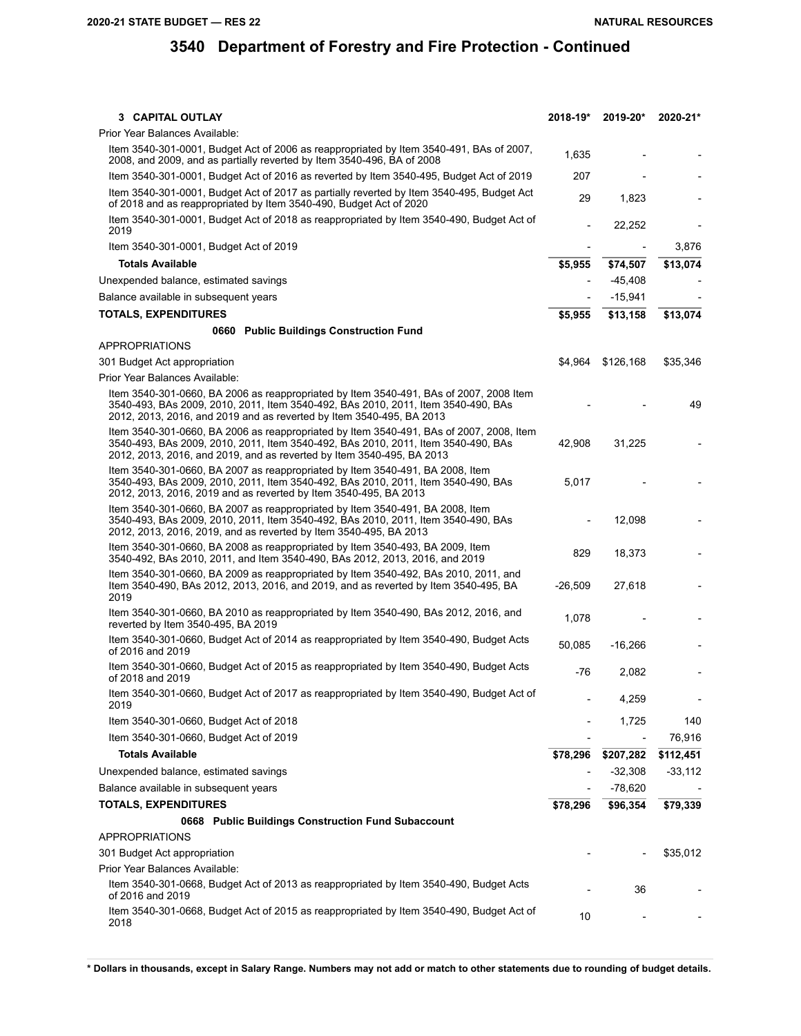# 3540 Department of Forestry and Fire Protection - Continued

| 3 CAPITAL OUTLAY | 2018-19* | 2019-20* | 2020-21* |
|---|---|---|---|
| Prior Year Balances Available: | | | |
| Item 3540-301-0001, Budget Act of 2006 as reappropriated by Item 3540-491, BAs of 2007, 2008, and 2009, and as partially reverted by Item 3540-496, BA of 2008 | 1,635 | - | - |
| Item 3540-301-0001, Budget Act of 2016 as reverted by Item 3540-495, Budget Act of 2019 | 207 | - | - |
| Item 3540-301-0001, Budget Act of 2017 as partially reverted by Item 3540-495, Budget Act of 2018 and as reappropriated by Item 3540-490, Budget Act of 2020 | 29 | 1,823 | - |
| Item 3540-301-0001, Budget Act of 2018 as reappropriated by Item 3540-490, Budget Act of 2019 | - | 22,252 | - |
| Item 3540-301-0001, Budget Act of 2019 | - | - | 3,876 |
| **Totals Available** | **$5,955** | **$74,507** | **$13,074** |
| Unexpended balance, estimated savings | - | -45,408 | - |
| Balance available in subsequent years | - | -15,941 | - |
| **TOTALS, EXPENDITURES** | **$5,955** | **$13,158** | **$13,074** |
| **0660 Public Buildings Construction Fund** | | | |
| APPROPRIATIONS | | | |
| 301 Budget Act appropriation | $4,964 | $126,168 | $35,346 |
| Prior Year Balances Available: | | | |
| Item 3540-301-0660, BA 2006 as reappropriated by Item 3540-491, BAs of 2007, 2008 Item 3540-493, BAs 2009, 2010, 2011, Item 3540-492, BAs 2010, 2011, Item 3540-490, BAs 2012, 2013, 2016, and 2019 and as reverted by Item 3540-495, BA 2013 | - | - | 49 |
| Item 3540-301-0660, BA 2006 as reappropriated by Item 3540-491, BAs of 2007, 2008, Item 3540-493, BAs 2009, 2010, 2011, Item 3540-492, BAs 2010, 2011, Item 3540-490, BAs 2012, 2013, 2016, and 2019, and as reverted by Item 3540-495, BA 2013 | 42,908 | 31,225 | - |
| Item 3540-301-0660, BA 2007 as reappropriated by Item 3540-491, BA 2008, Item 3540-493, BAs 2009, 2010, 2011, Item 3540-492, BAs 2010, 2011, Item 3540-490, BAs 2012, 2013, 2016, 2019 and as reverted by Item 3540-495, BA 2013 | 5,017 | - | - |
| Item 3540-301-0660, BA 2007 as reappropriated by Item 3540-491, BA 2008, Item 3540-493, BAs 2009, 2010, 2011, Item 3540-492, BAs 2010, 2011, Item 3540-490, BAs 2012, 2013, 2016, 2019, and as reverted by Item 3540-495, BA 2013 | - | 12,098 | - |
| Item 3540-301-0660, BA 2008 as reappropriated by Item 3540-493, BA 2009, Item 3540-492, BAs 2010, 2011, and Item 3540-490, BAs 2012, 2013, 2016, and 2019 | 829 | 18,373 | - |
| Item 3540-301-0660, BA 2009 as reappropriated by Item 3540-492, BAs 2010, 2011, and Item 3540-490, BAs 2012, 2013, 2016, and 2019, and as reverted by Item 3540-495, BA 2019 | -26,509 | 27,618 | - |
| Item 3540-301-0660, BA 2010 as reappropriated by Item 3540-490, BAs 2012, 2016, and reverted by Item 3540-495, BA 2019 | 1,078 | - | - |
| Item 3540-301-0660, Budget Act of 2014 as reappropriated by Item 3540-490, Budget Acts of 2016 and 2019 | 50,085 | -16,266 | - |
| Item 3540-301-0660, Budget Act of 2015 as reappropriated by Item 3540-490, Budget Acts of 2018 and 2019 | -76 | 2,082 | - |
| Item 3540-301-0660, Budget Act of 2017 as reappropriated by Item 3540-490, Budget Act of 2019 | - | 4,259 | - |
| Item 3540-301-0660, Budget Act of 2018 | - | 1,725 | 140 |
| Item 3540-301-0660, Budget Act of 2019 | - | - | 76,916 |
| **Totals Available** | **$78,296** | **$207,282** | **$112,451** |
| Unexpended balance, estimated savings | - | -32,308 | -33,112 |
| Balance available in subsequent years | - | -78,620 | - |
| **TOTALS, EXPENDITURES** | **$78,296** | **$96,354** | **$79,339** |
| **0668 Public Buildings Construction Fund Subaccount** | | | |
| APPROPRIATIONS | | | |
| 301 Budget Act appropriation | - | - | $35,012 |
| Prior Year Balances Available: | | | |
| Item 3540-301-0668, Budget Act of 2013 as reappropriated by Item 3540-490, Budget Acts of 2016 and 2019 | - | 36 | - |
| Item 3540-301-0668, Budget Act of 2015 as reappropriated by Item 3540-490, Budget Act of 2018 | 10 | - | - |

**\* Dollars in thousands, except in Salary Range. Numbers may not add or match to other statements due to rounding of budget details.**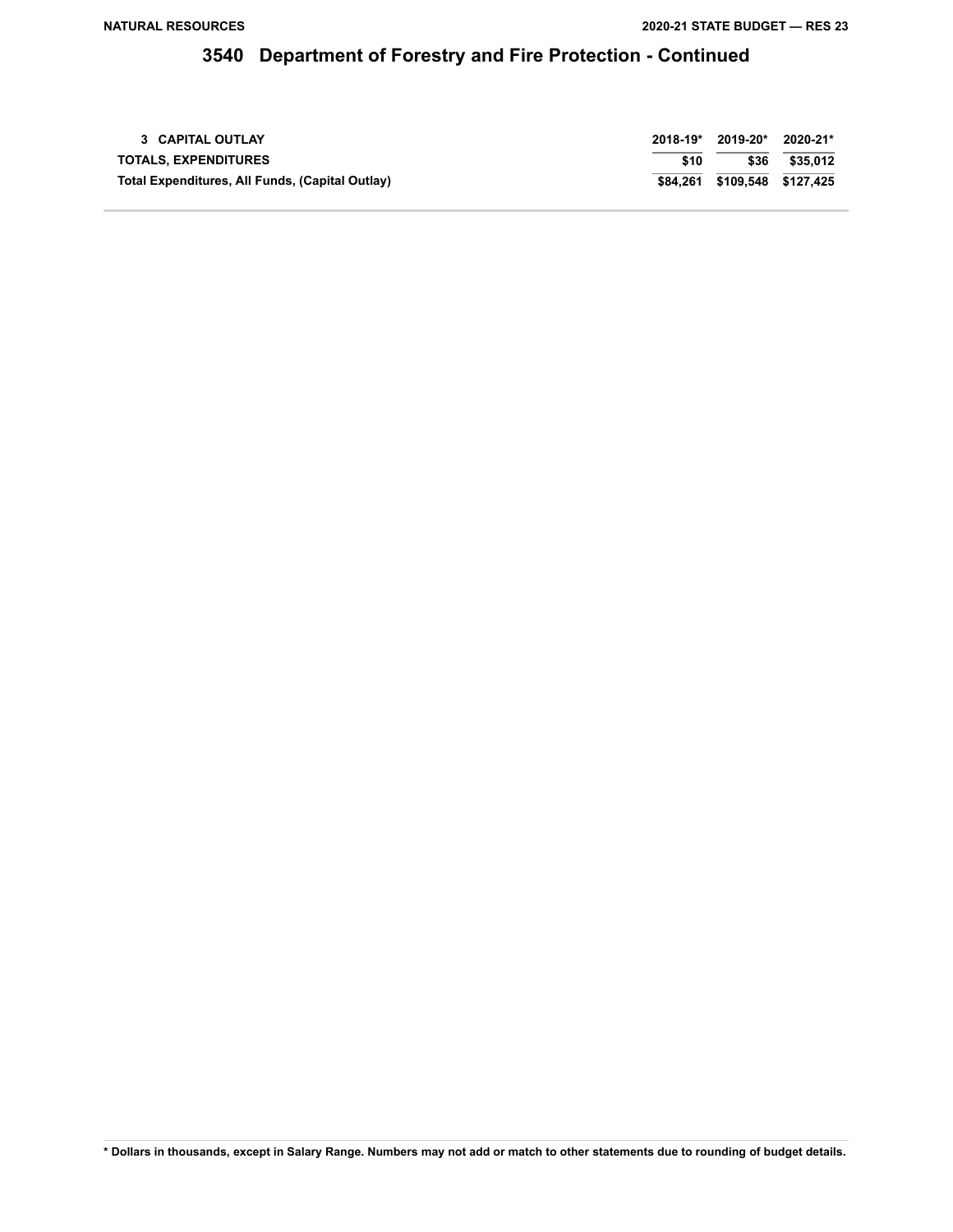## 3540 Department of Forestry and Fire Protection - Continued

| 3 CAPITAL OUTLAY | 2018-19* | 2019-20* | 2020-21* |
|---|---|---|---|
| **TOTALS, EXPENDITURES** | **$10** | **$36** | **$35,012** |
| **Total Expenditures, All Funds, (Capital Outlay)** | **$84,261** | **$109,548** | **$127,425** |

**\* Dollars in thousands, except in Salary Range. Numbers may not add or match to other statements due to rounding of budget details.**